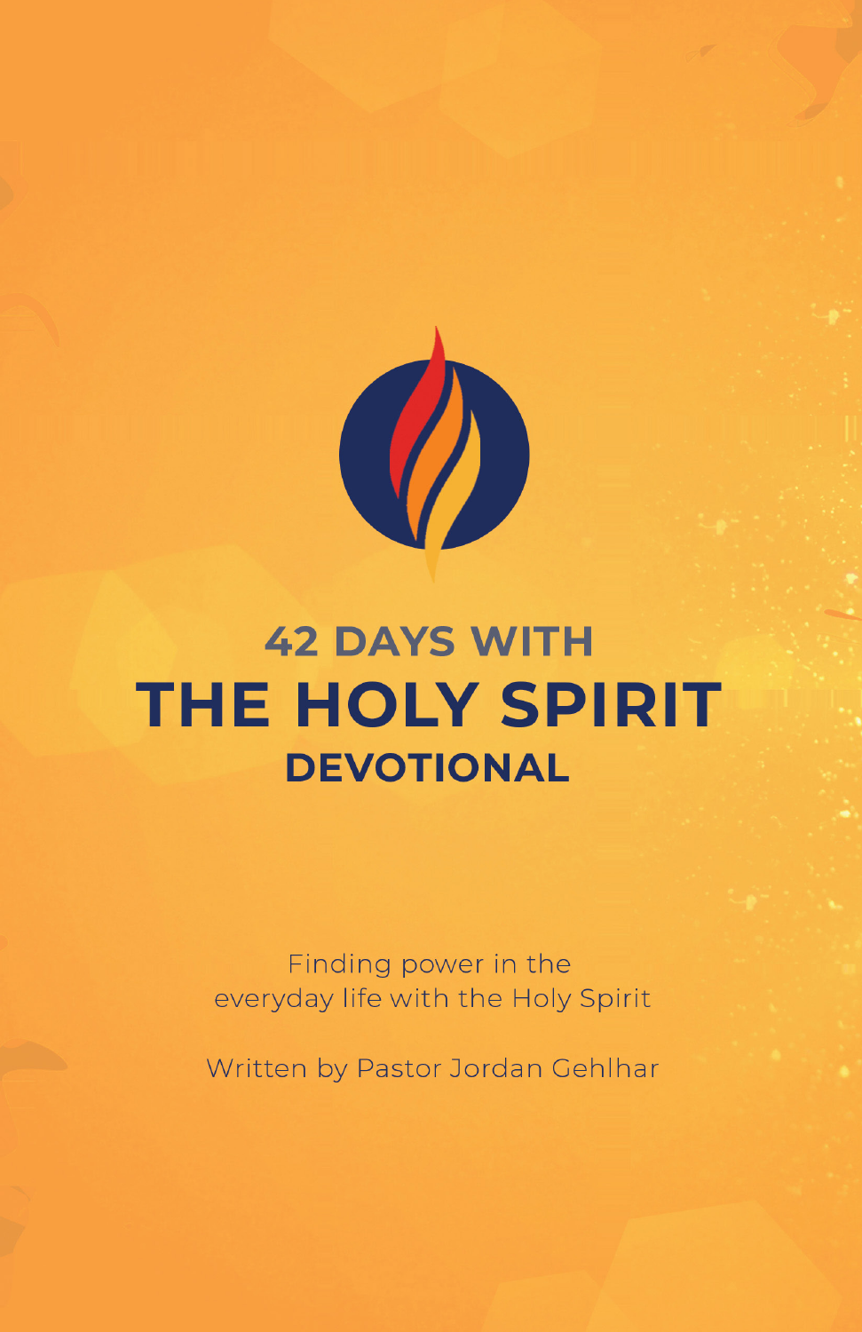# 42 DAYS WITH
# THE HOLY SPIRIT
## DEVOTIONAL

Finding power in the everyday life with the Holy Spirit

Written by Pastor Jordan Gehlhar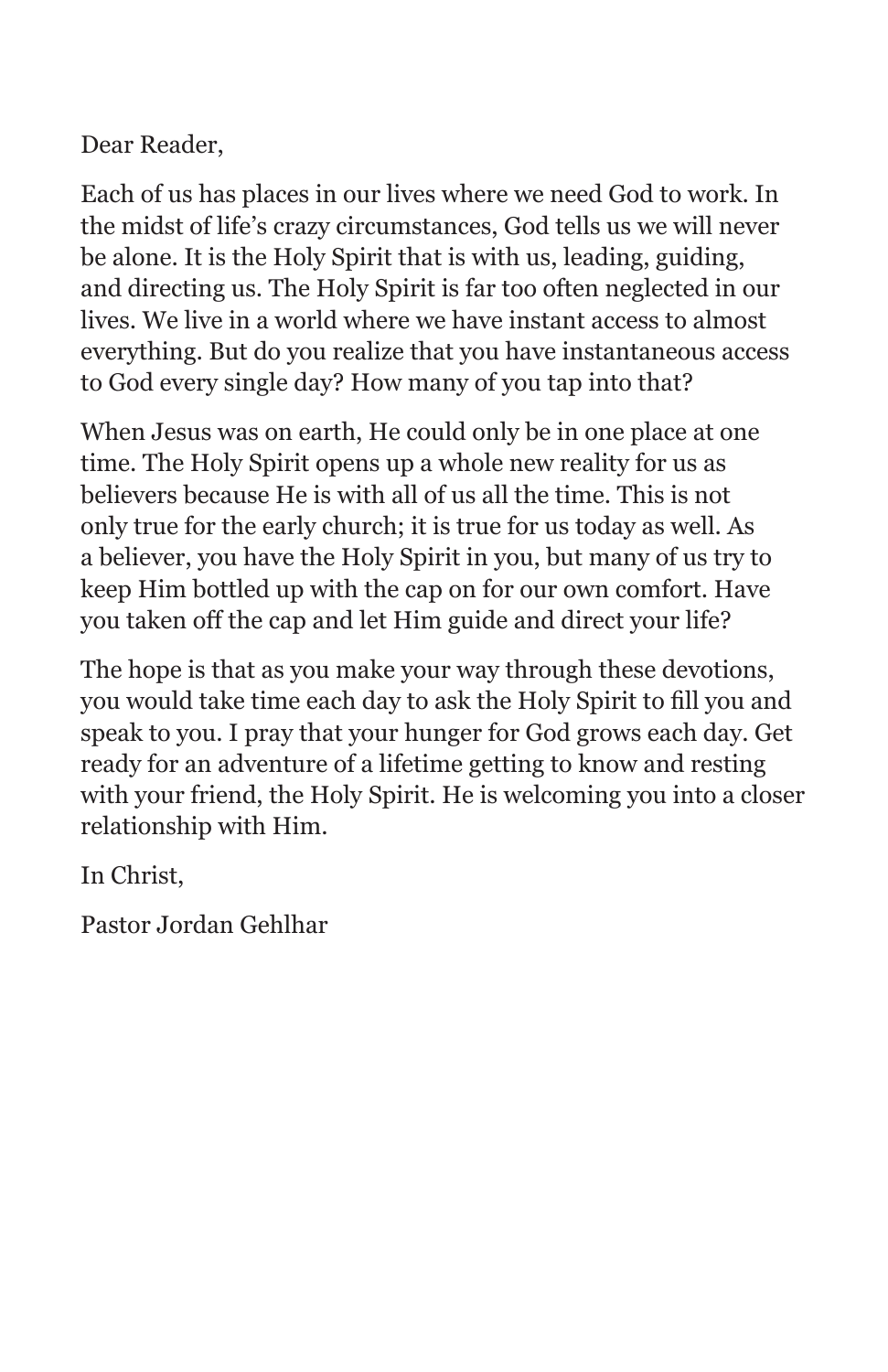Dear Reader,

Each of us has places in our lives where we need God to work. In the midst of life's crazy circumstances, God tells us we will never be alone. It is the Holy Spirit that is with us, leading, guiding, and directing us. The Holy Spirit is far too often neglected in our lives. We live in a world where we have instant access to almost everything. But do you realize that you have instantaneous access to God every single day? How many of you tap into that?

When Jesus was on earth, He could only be in one place at one time. The Holy Spirit opens up a whole new reality for us as believers because He is with all of us all the time. This is not only true for the early church; it is true for us today as well. As a believer, you have the Holy Spirit in you, but many of us try to keep Him bottled up with the cap on for our own comfort. Have you taken off the cap and let Him guide and direct your life?

The hope is that as you make your way through these devotions, you would take time each day to ask the Holy Spirit to fill you and speak to you. I pray that your hunger for God grows each day. Get ready for an adventure of a lifetime getting to know and resting with your friend, the Holy Spirit. He is welcoming you into a closer relationship with Him.

In Christ,

Pastor Jordan Gehlhar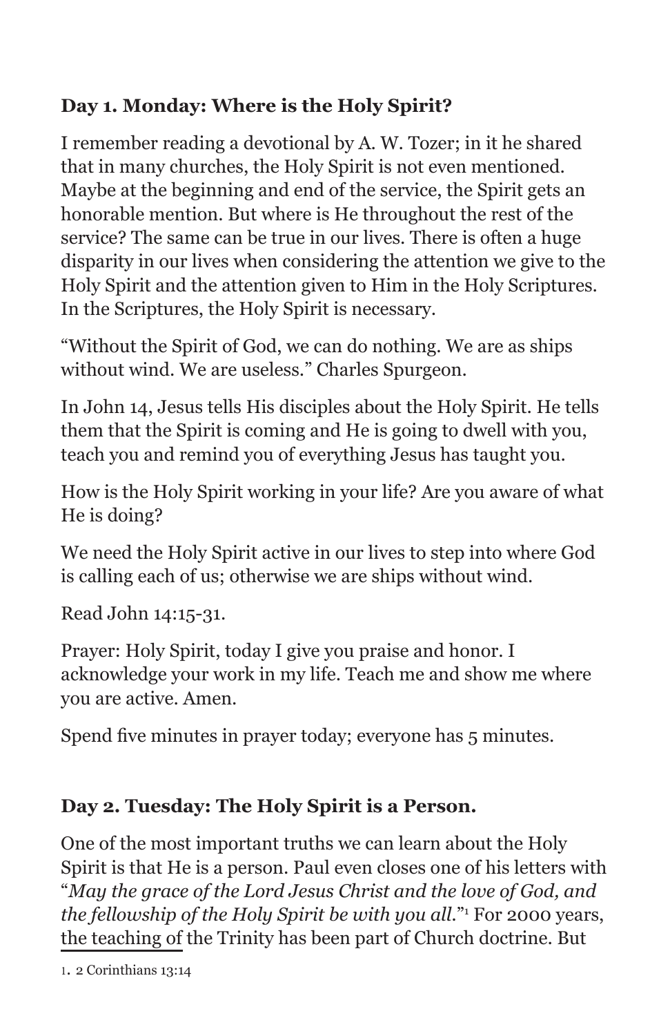**Day 1. Monday: Where is the Holy Spirit?**

I remember reading a devotional by A. W. Tozer; in it he shared that in many churches, the Holy Spirit is not even mentioned. Maybe at the beginning and end of the service, the Spirit gets an honorable mention. But where is He throughout the rest of the service? The same can be true in our lives. There is often a huge disparity in our lives when considering the attention we give to the Holy Spirit and the attention given to Him in the Holy Scriptures. In the Scriptures, the Holy Spirit is necessary.

"Without the Spirit of God, we can do nothing. We are as ships without wind. We are useless." Charles Spurgeon.

In John 14, Jesus tells His disciples about the Holy Spirit. He tells them that the Spirit is coming and He is going to dwell with you, teach you and remind you of everything Jesus has taught you.

How is the Holy Spirit working in your life? Are you aware of what He is doing?

We need the Holy Spirit active in our lives to step into where God is calling each of us; otherwise we are ships without wind.

Read John 14:15-31.

Prayer: Holy Spirit, today I give you praise and honor. I acknowledge your work in my life. Teach me and show me where you are active. Amen.

Spend five minutes in prayer today; everyone has 5 minutes.

**Day 2. Tuesday: The Holy Spirit is a Person.**

One of the most important truths we can learn about the Holy Spirit is that He is a person. Paul even closes one of his letters with "*May the grace of the Lord Jesus Christ and the love of God, and the fellowship of the Holy Spirit be with you all.*"[1] For 2000 years, the teaching of the Trinity has been part of Church doctrine. But

1. 2 Corinthians 13:14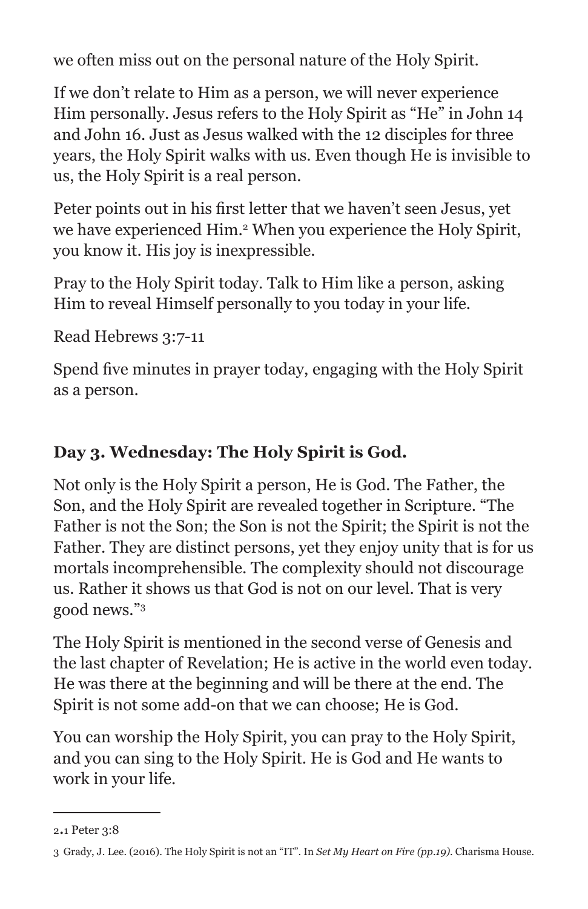we often miss out on the personal nature of the Holy Spirit.

If we don't relate to Him as a person, we will never experience Him personally. Jesus refers to the Holy Spirit as "He" in John 14 and John 16. Just as Jesus walked with the 12 disciples for three years, the Holy Spirit walks with us. Even though He is invisible to us, the Holy Spirit is a real person.

Peter points out in his first letter that we haven't seen Jesus, yet we have experienced Him.[2] When you experience the Holy Spirit, you know it. His joy is inexpressible.

Pray to the Holy Spirit today. Talk to Him like a person, asking Him to reveal Himself personally to you today in your life.

Read Hebrews 3:7-11

Spend five minutes in prayer today, engaging with the Holy Spirit as a person.

### Day 3. Wednesday: The Holy Spirit is God.

Not only is the Holy Spirit a person, He is God. The Father, the Son, and the Holy Spirit are revealed together in Scripture. "The Father is not the Son; the Son is not the Spirit; the Spirit is not the Father. They are distinct persons, yet they enjoy unity that is for us mortals incomprehensible. The complexity should not discourage us. Rather it shows us that God is not on our level. That is very good news."[3]

The Holy Spirit is mentioned in the second verse of Genesis and the last chapter of Revelation; He is active in the world even today. He was there at the beginning and will be there at the end. The Spirit is not some add-on that we can choose; He is God.

You can worship the Holy Spirit, you can pray to the Holy Spirit, and you can sing to the Holy Spirit. He is God and He wants to work in your life.

---

2. 1 Peter 3:8

3 Grady, J. Lee. (2016). The Holy Spirit is not an "IT". In *Set My Heart on Fire (pp.19)*. Charisma House.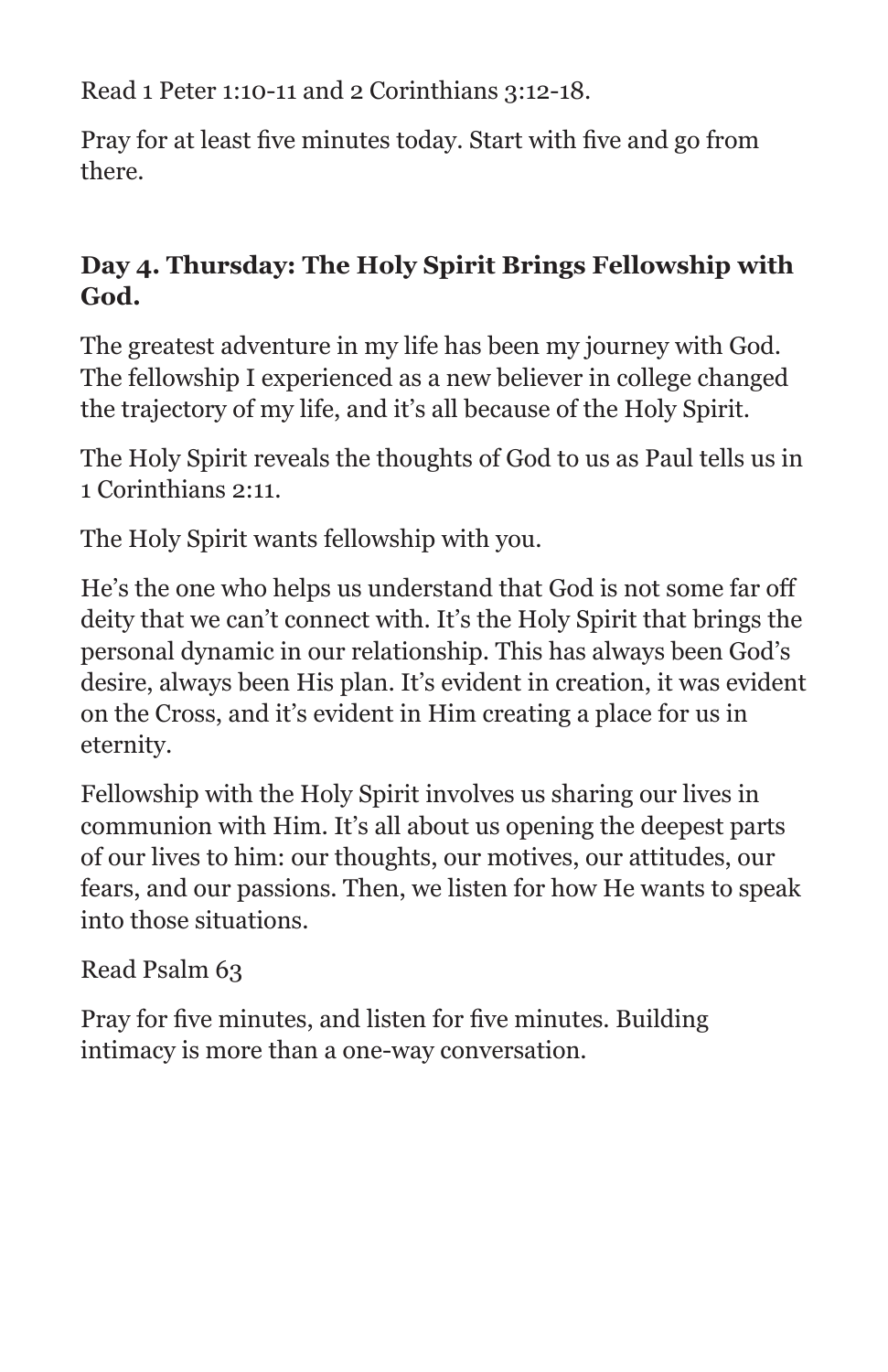Read 1 Peter 1:10-11 and 2 Corinthians 3:12-18.

Pray for at least five minutes today. Start with five and go from there.

### Day 4. Thursday: The Holy Spirit Brings Fellowship with God.

The greatest adventure in my life has been my journey with God. The fellowship I experienced as a new believer in college changed the trajectory of my life, and it's all because of the Holy Spirit.

The Holy Spirit reveals the thoughts of God to us as Paul tells us in 1 Corinthians 2:11.

The Holy Spirit wants fellowship with you.

He's the one who helps us understand that God is not some far off deity that we can't connect with. It's the Holy Spirit that brings the personal dynamic in our relationship. This has always been God's desire, always been His plan. It's evident in creation, it was evident on the Cross, and it's evident in Him creating a place for us in eternity.

Fellowship with the Holy Spirit involves us sharing our lives in communion with Him. It's all about us opening the deepest parts of our lives to him: our thoughts, our motives, our attitudes, our fears, and our passions. Then, we listen for how He wants to speak into those situations.

Read Psalm 63

Pray for five minutes, and listen for five minutes. Building intimacy is more than a one-way conversation.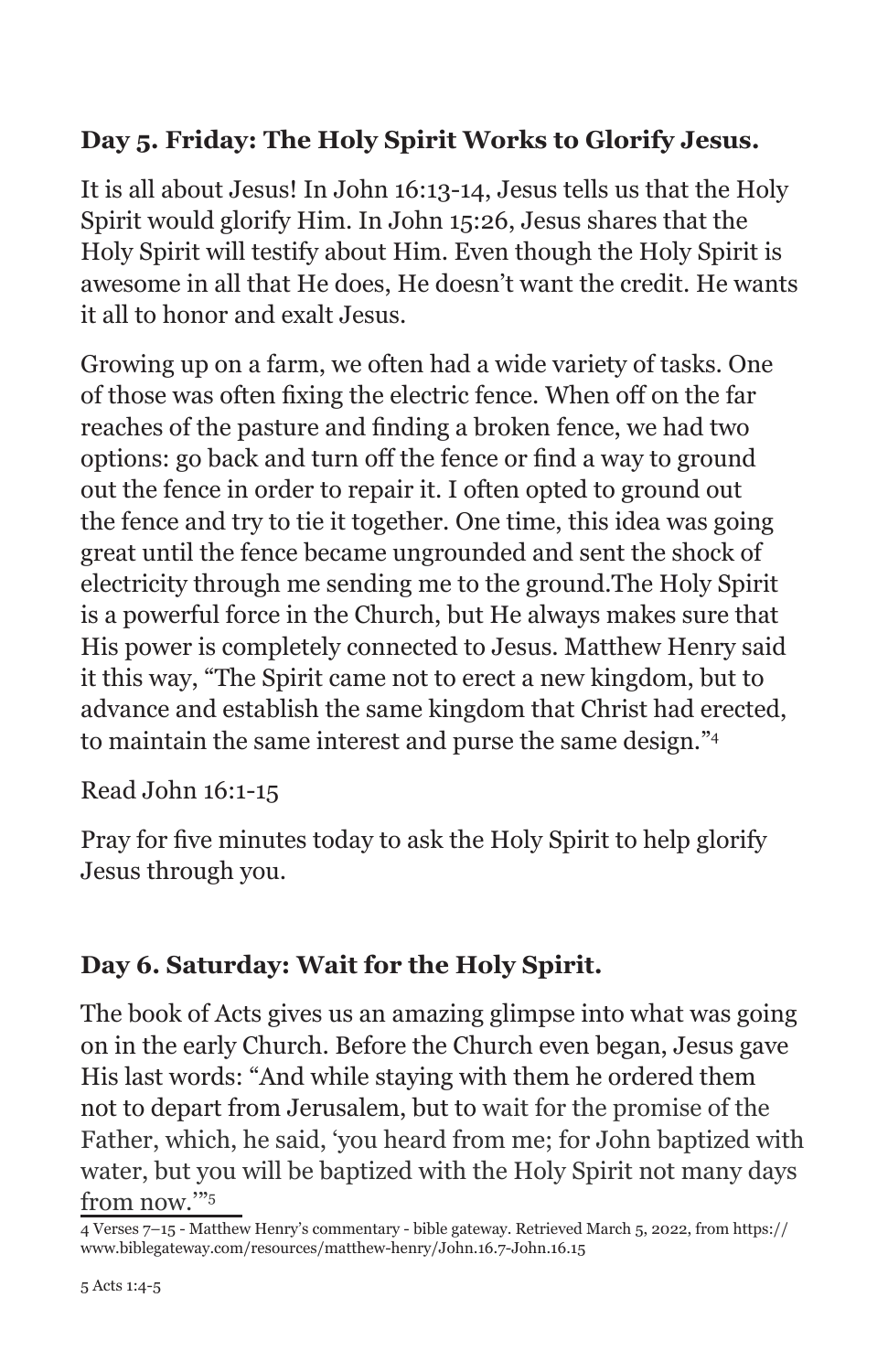### Day 5. Friday: The Holy Spirit Works to Glorify Jesus.

It is all about Jesus! In John 16:13-14, Jesus tells us that the Holy Spirit would glorify Him. In John 15:26, Jesus shares that the Holy Spirit will testify about Him. Even though the Holy Spirit is awesome in all that He does, He doesn't want the credit. He wants it all to honor and exalt Jesus.

Growing up on a farm, we often had a wide variety of tasks. One of those was often fixing the electric fence. When off on the far reaches of the pasture and finding a broken fence, we had two options: go back and turn off the fence or find a way to ground out the fence in order to repair it. I often opted to ground out the fence and try to tie it together. One time, this idea was going great until the fence became ungrounded and sent the shock of electricity through me sending me to the ground.The Holy Spirit is a powerful force in the Church, but He always makes sure that His power is completely connected to Jesus. Matthew Henry said it this way, "The Spirit came not to erect a new kingdom, but to advance and establish the same kingdom that Christ had erected, to maintain the same interest and purse the same design."[4]

Read John 16:1-15

Pray for five minutes today to ask the Holy Spirit to help glorify Jesus through you.

### Day 6. Saturday: Wait for the Holy Spirit.

The book of Acts gives us an amazing glimpse into what was going on in the early Church. Before the Church even began, Jesus gave His last words: "And while staying with them he ordered them not to depart from Jerusalem, but to wait for the promise of the Father, which, he said, 'you heard from me; for John baptized with water, but you will be baptized with the Holy Spirit not many days from now.'"[5]

---

4 Verses 7–15 - Matthew Henry's commentary - bible gateway. Retrieved March 5, 2022, from https://www.biblegateway.com/resources/matthew-henry/John.16.7-John.16.15

5 Acts 1:4-5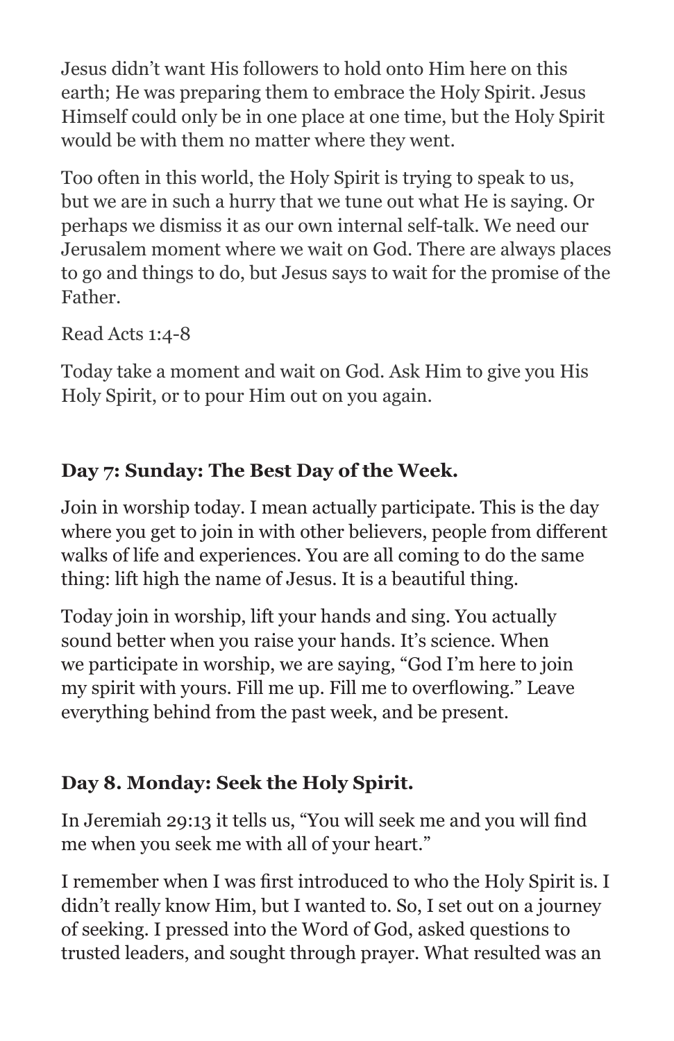Jesus didn't want His followers to hold onto Him here on this earth; He was preparing them to embrace the Holy Spirit. Jesus Himself could only be in one place at one time, but the Holy Spirit would be with them no matter where they went.

Too often in this world, the Holy Spirit is trying to speak to us, but we are in such a hurry that we tune out what He is saying. Or perhaps we dismiss it as our own internal self-talk. We need our Jerusalem moment where we wait on God. There are always places to go and things to do, but Jesus says to wait for the promise of the Father.

Read Acts 1:4-8

Today take a moment and wait on God. Ask Him to give you His Holy Spirit, or to pour Him out on you again.

**Day 7: Sunday: The Best Day of the Week.**

Join in worship today. I mean actually participate. This is the day where you get to join in with other believers, people from different walks of life and experiences. You are all coming to do the same thing: lift high the name of Jesus. It is a beautiful thing.

Today join in worship, lift your hands and sing. You actually sound better when you raise your hands. It's science. When we participate in worship, we are saying, "God I'm here to join my spirit with yours. Fill me up. Fill me to overflowing." Leave everything behind from the past week, and be present.

**Day 8. Monday: Seek the Holy Spirit.**

In Jeremiah 29:13 it tells us, "You will seek me and you will find me when you seek me with all of your heart."

I remember when I was first introduced to who the Holy Spirit is. I didn't really know Him, but I wanted to. So, I set out on a journey of seeking. I pressed into the Word of God, asked questions to trusted leaders, and sought through prayer. What resulted was an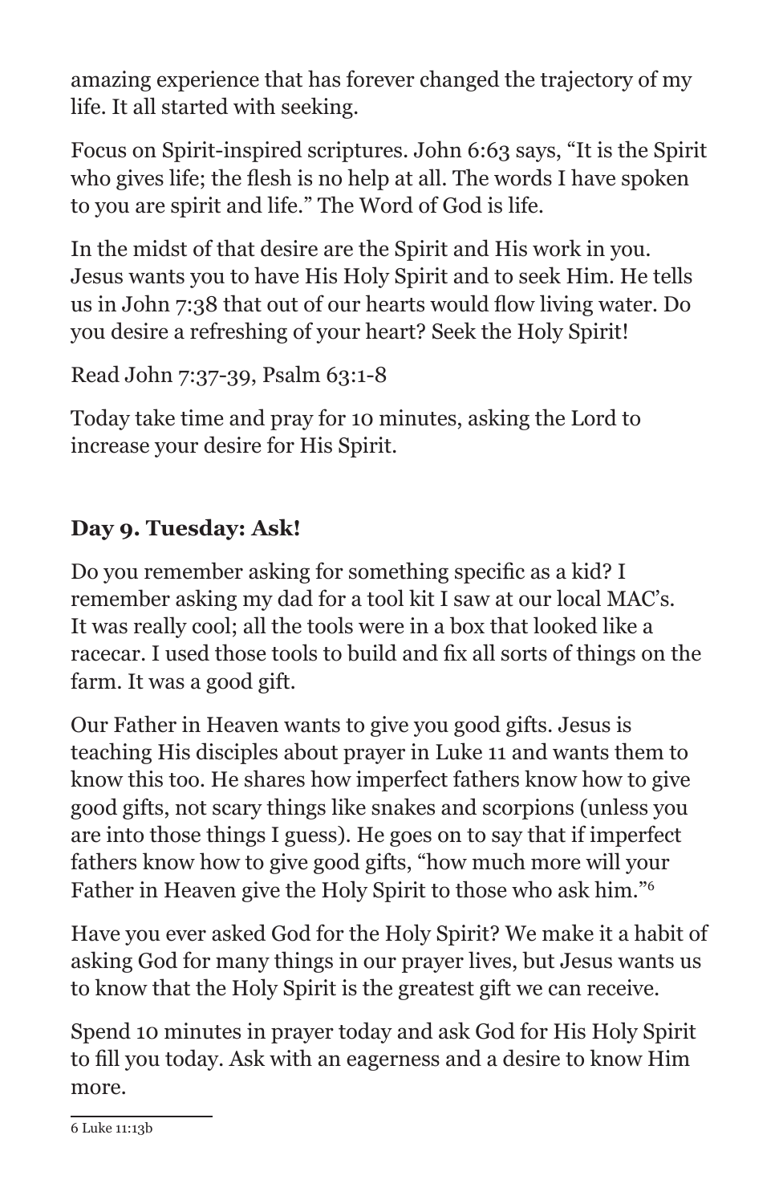amazing experience that has forever changed the trajectory of my life. It all started with seeking.

Focus on Spirit-inspired scriptures. John 6:63 says, "It is the Spirit who gives life; the flesh is no help at all. The words I have spoken to you are spirit and life." The Word of God is life.

In the midst of that desire are the Spirit and His work in you. Jesus wants you to have His Holy Spirit and to seek Him. He tells us in John 7:38 that out of our hearts would flow living water. Do you desire a refreshing of your heart? Seek the Holy Spirit!

Read John 7:37-39, Psalm 63:1-8

Today take time and pray for 10 minutes, asking the Lord to increase your desire for His Spirit.

### Day 9. Tuesday: Ask!

Do you remember asking for something specific as a kid? I remember asking my dad for a tool kit I saw at our local MAC's. It was really cool; all the tools were in a box that looked like a racecar. I used those tools to build and fix all sorts of things on the farm. It was a good gift.

Our Father in Heaven wants to give you good gifts. Jesus is teaching His disciples about prayer in Luke 11 and wants them to know this too. He shares how imperfect fathers know how to give good gifts, not scary things like snakes and scorpions (unless you are into those things I guess). He goes on to say that if imperfect fathers know how to give good gifts, "how much more will your Father in Heaven give the Holy Spirit to those who ask him."[6]

Have you ever asked God for the Holy Spirit? We make it a habit of asking God for many things in our prayer lives, but Jesus wants us to know that the Holy Spirit is the greatest gift we can receive.

Spend 10 minutes in prayer today and ask God for His Holy Spirit to fill you today. Ask with an eagerness and a desire to know Him more.

---

6 Luke 11:13b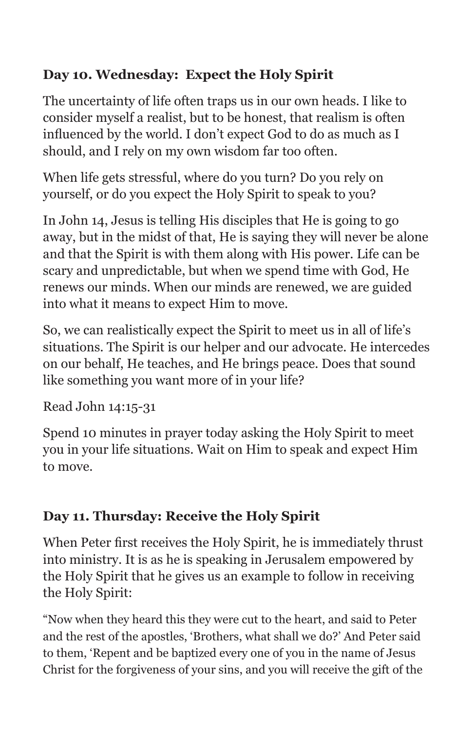### Day 10. Wednesday: Expect the Holy Spirit

The uncertainty of life often traps us in our own heads. I like to consider myself a realist, but to be honest, that realism is often influenced by the world. I don't expect God to do as much as I should, and I rely on my own wisdom far too often.

When life gets stressful, where do you turn? Do you rely on yourself, or do you expect the Holy Spirit to speak to you?

In John 14, Jesus is telling His disciples that He is going to go away, but in the midst of that, He is saying they will never be alone and that the Spirit is with them along with His power. Life can be scary and unpredictable, but when we spend time with God, He renews our minds. When our minds are renewed, we are guided into what it means to expect Him to move.

So, we can realistically expect the Spirit to meet us in all of life's situations. The Spirit is our helper and our advocate. He intercedes on our behalf, He teaches, and He brings peace. Does that sound like something you want more of in your life?

Read John 14:15-31

Spend 10 minutes in prayer today asking the Holy Spirit to meet you in your life situations. Wait on Him to speak and expect Him to move.

### Day 11. Thursday: Receive the Holy Spirit

When Peter first receives the Holy Spirit, he is immediately thrust into ministry. It is as he is speaking in Jerusalem empowered by the Holy Spirit that he gives us an example to follow in receiving the Holy Spirit:

"Now when they heard this they were cut to the heart, and said to Peter and the rest of the apostles, 'Brothers, what shall we do?' And Peter said to them, 'Repent and be baptized every one of you in the name of Jesus Christ for the forgiveness of your sins, and you will receive the gift of the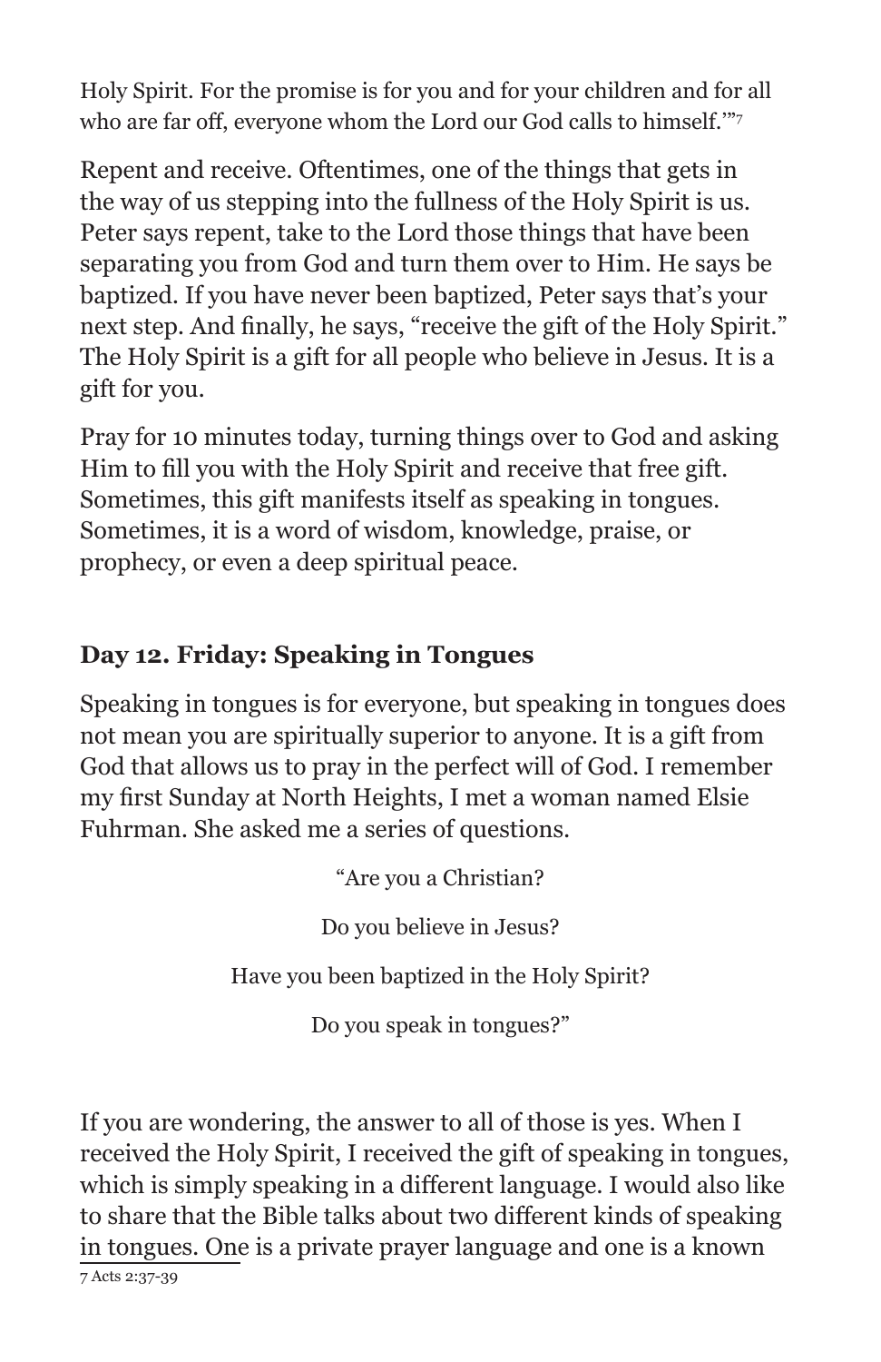Holy Spirit. For the promise is for you and for your children and for all who are far off, everyone whom the Lord our God calls to himself.'"[7]

Repent and receive. Oftentimes, one of the things that gets in the way of us stepping into the fullness of the Holy Spirit is us. Peter says repent, take to the Lord those things that have been separating you from God and turn them over to Him. He says be baptized. If you have never been baptized, Peter says that's your next step. And finally, he says, "receive the gift of the Holy Spirit." The Holy Spirit is a gift for all people who believe in Jesus. It is a gift for you.

Pray for 10 minutes today, turning things over to God and asking Him to fill you with the Holy Spirit and receive that free gift. Sometimes, this gift manifests itself as speaking in tongues. Sometimes, it is a word of wisdom, knowledge, praise, or prophecy, or even a deep spiritual peace.

### Day 12. Friday: Speaking in Tongues

Speaking in tongues is for everyone, but speaking in tongues does not mean you are spiritually superior to anyone. It is a gift from God that allows us to pray in the perfect will of God. I remember my first Sunday at North Heights, I met a woman named Elsie Fuhrman. She asked me a series of questions.

"Are you a Christian?

Do you believe in Jesus?

Have you been baptized in the Holy Spirit?

Do you speak in tongues?"

If you are wondering, the answer to all of those is yes. When I received the Holy Spirit, I received the gift of speaking in tongues, which is simply speaking in a different language. I would also like to share that the Bible talks about two different kinds of speaking in tongues. One is a private prayer language and one is a known

7 Acts 2:37-39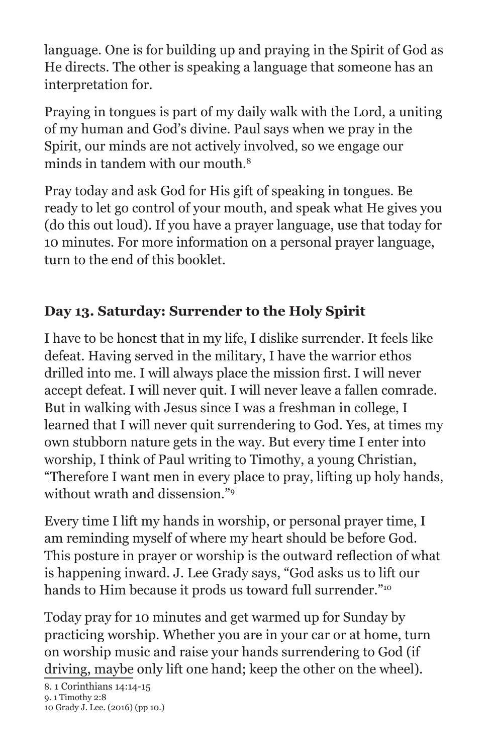language. One is for building up and praying in the Spirit of God as He directs. The other is speaking a language that someone has an interpretation for.

Praying in tongues is part of my daily walk with the Lord, a uniting of my human and God's divine. Paul says when we pray in the Spirit, our minds are not actively involved, so we engage our minds in tandem with our mouth.[8]

Pray today and ask God for His gift of speaking in tongues. Be ready to let go control of your mouth, and speak what He gives you (do this out loud). If you have a prayer language, use that today for 10 minutes. For more information on a personal prayer language, turn to the end of this booklet.

## Day 13. Saturday: Surrender to the Holy Spirit

I have to be honest that in my life, I dislike surrender. It feels like defeat. Having served in the military, I have the warrior ethos drilled into me. I will always place the mission first. I will never accept defeat. I will never quit. I will never leave a fallen comrade. But in walking with Jesus since I was a freshman in college, I learned that I will never quit surrendering to God. Yes, at times my own stubborn nature gets in the way. But every time I enter into worship, I think of Paul writing to Timothy, a young Christian, "Therefore I want men in every place to pray, lifting up holy hands, without wrath and dissension."[9]

Every time I lift my hands in worship, or personal prayer time, I am reminding myself of where my heart should be before God. This posture in prayer or worship is the outward reflection of what is happening inward. J. Lee Grady says, "God asks us to lift our hands to Him because it prods us toward full surrender."[10]

Today pray for 10 minutes and get warmed up for Sunday by practicing worship. Whether you are in your car or at home, turn on worship music and raise your hands surrendering to God (if driving, maybe only lift one hand; keep the other on the wheel).

8. 1 Corinthians 14:14-15
9. 1 Timothy 2:8
10 Grady J. Lee. (2016) (pp 10.)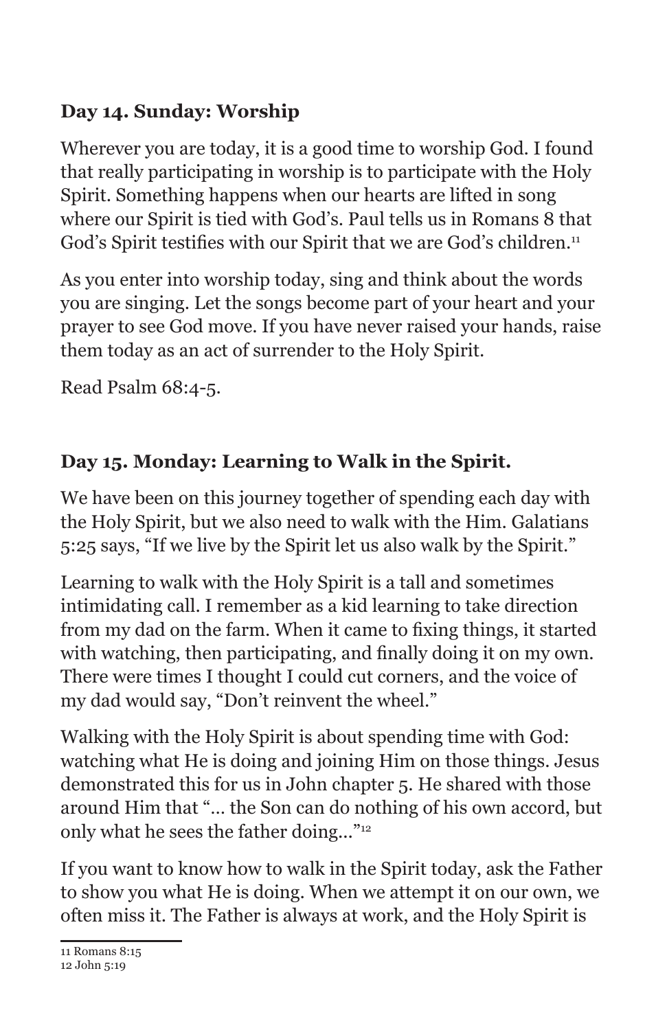### Day 14. Sunday: Worship

Wherever you are today, it is a good time to worship God. I found that really participating in worship is to participate with the Holy Spirit. Something happens when our hearts are lifted in song where our Spirit is tied with God's. Paul tells us in Romans 8 that God's Spirit testifies with our Spirit that we are God's children.[11]

As you enter into worship today, sing and think about the words you are singing. Let the songs become part of your heart and your prayer to see God move. If you have never raised your hands, raise them today as an act of surrender to the Holy Spirit.

Read Psalm 68:4-5.

### Day 15. Monday: Learning to Walk in the Spirit.

We have been on this journey together of spending each day with the Holy Spirit, but we also need to walk with the Him. Galatians 5:25 says, "If we live by the Spirit let us also walk by the Spirit."

Learning to walk with the Holy Spirit is a tall and sometimes intimidating call. I remember as a kid learning to take direction from my dad on the farm. When it came to fixing things, it started with watching, then participating, and finally doing it on my own. There were times I thought I could cut corners, and the voice of my dad would say, "Don't reinvent the wheel."

Walking with the Holy Spirit is about spending time with God: watching what He is doing and joining Him on those things. Jesus demonstrated this for us in John chapter 5. He shared with those around Him that "... the Son can do nothing of his own accord, but only what he sees the father doing..."[12]

If you want to know how to walk in the Spirit today, ask the Father to show you what He is doing. When we attempt it on our own, we often miss it. The Father is always at work, and the Holy Spirit is

---

11 Romans 8:15
12 John 5:19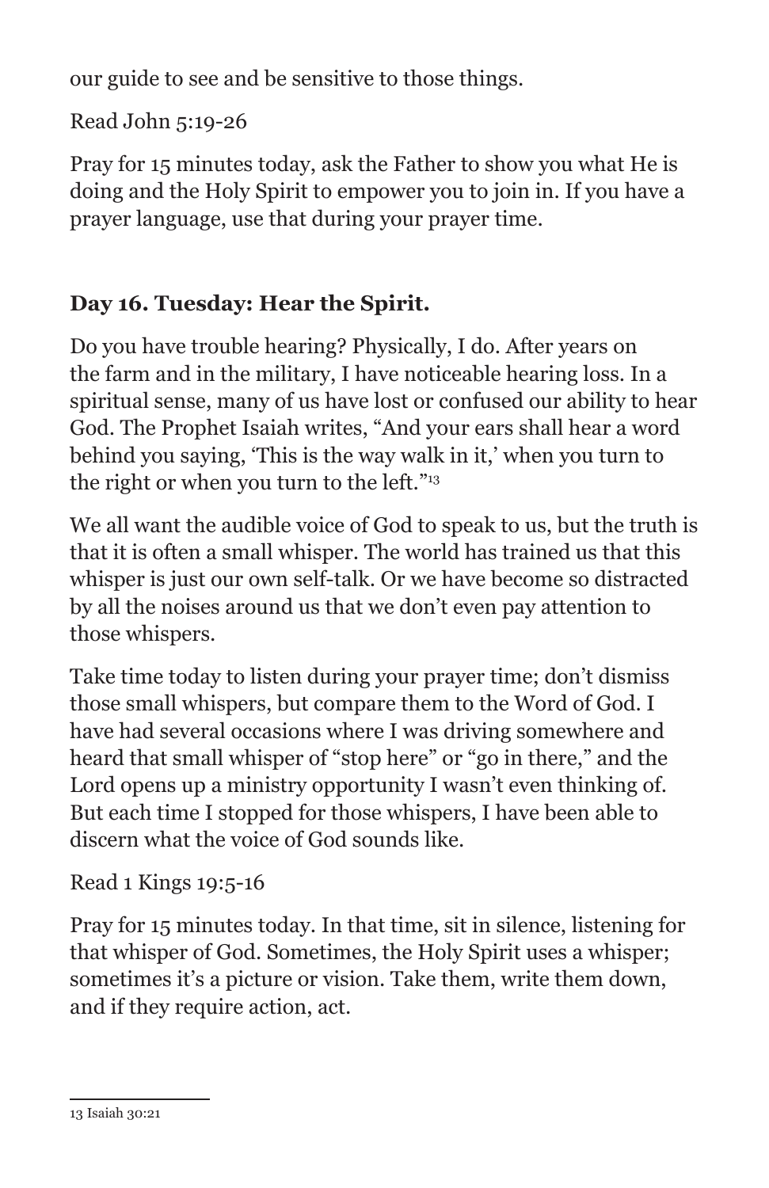our guide to see and be sensitive to those things.

Read John 5:19-26

Pray for 15 minutes today, ask the Father to show you what He is doing and the Holy Spirit to empower you to join in. If you have a prayer language, use that during your prayer time.

### Day 16. Tuesday: Hear the Spirit.

Do you have trouble hearing? Physically, I do. After years on the farm and in the military, I have noticeable hearing loss. In a spiritual sense, many of us have lost or confused our ability to hear God. The Prophet Isaiah writes, "And your ears shall hear a word behind you saying, 'This is the way walk in it,' when you turn to the right or when you turn to the left."[13]

We all want the audible voice of God to speak to us, but the truth is that it is often a small whisper. The world has trained us that this whisper is just our own self-talk. Or we have become so distracted by all the noises around us that we don't even pay attention to those whispers.

Take time today to listen during your prayer time; don't dismiss those small whispers, but compare them to the Word of God. I have had several occasions where I was driving somewhere and heard that small whisper of "stop here" or "go in there," and the Lord opens up a ministry opportunity I wasn't even thinking of. But each time I stopped for those whispers, I have been able to discern what the voice of God sounds like.

Read 1 Kings 19:5-16

Pray for 15 minutes today. In that time, sit in silence, listening for that whisper of God. Sometimes, the Holy Spirit uses a whisper; sometimes it's a picture or vision. Take them, write them down, and if they require action, act.

---

13 Isaiah 30:21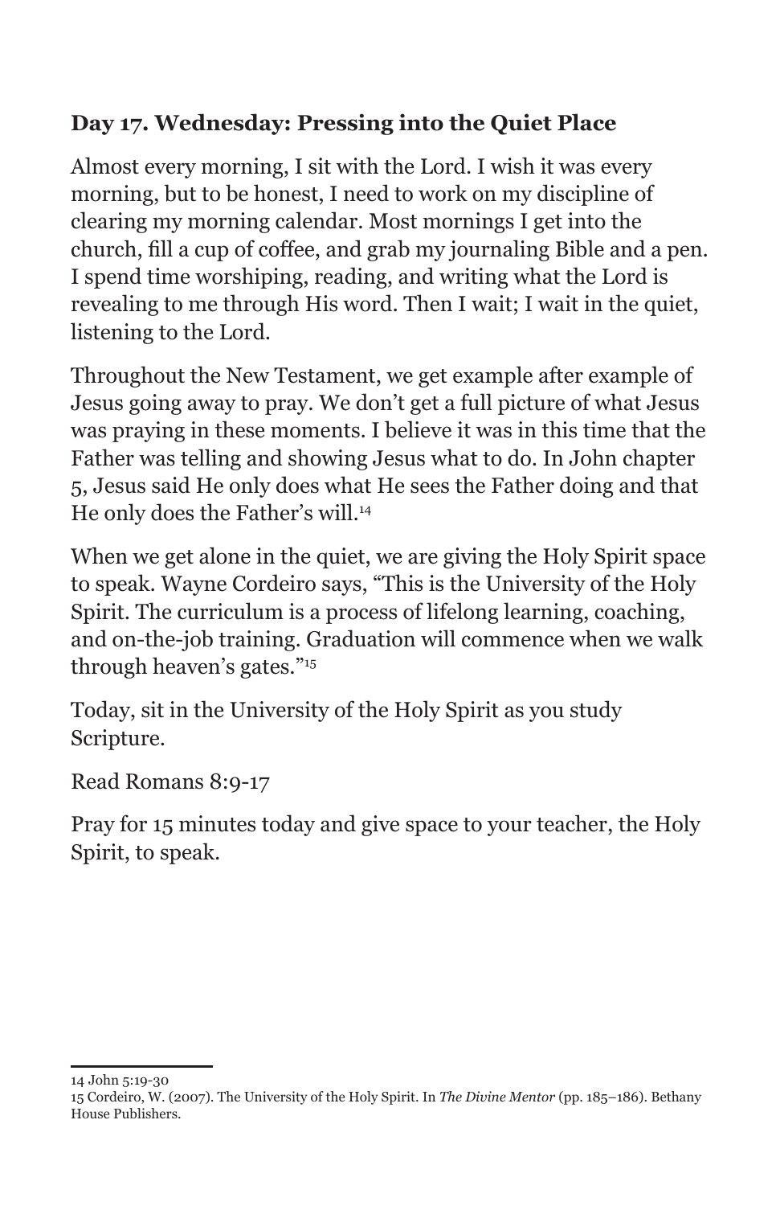### Day 17. Wednesday: Pressing into the Quiet Place

Almost every morning, I sit with the Lord. I wish it was every morning, but to be honest, I need to work on my discipline of clearing my morning calendar. Most mornings I get into the church, fill a cup of coffee, and grab my journaling Bible and a pen. I spend time worshiping, reading, and writing what the Lord is revealing to me through His word. Then I wait; I wait in the quiet, listening to the Lord.

Throughout the New Testament, we get example after example of Jesus going away to pray. We don't get a full picture of what Jesus was praying in these moments. I believe it was in this time that the Father was telling and showing Jesus what to do. In John chapter 5, Jesus said He only does what He sees the Father doing and that He only does the Father's will.[14]

When we get alone in the quiet, we are giving the Holy Spirit space to speak. Wayne Cordeiro says, "This is the University of the Holy Spirit. The curriculum is a process of lifelong learning, coaching, and on-the-job training. Graduation will commence when we walk through heaven's gates."[15]

Today, sit in the University of the Holy Spirit as you study Scripture.

Read Romans 8:9-17

Pray for 15 minutes today and give space to your teacher, the Holy Spirit, to speak.

---

14 John 5:19-30

15 Cordeiro, W. (2007). The University of the Holy Spirit. In *The Divine Mentor* (pp. 185–186). Bethany House Publishers.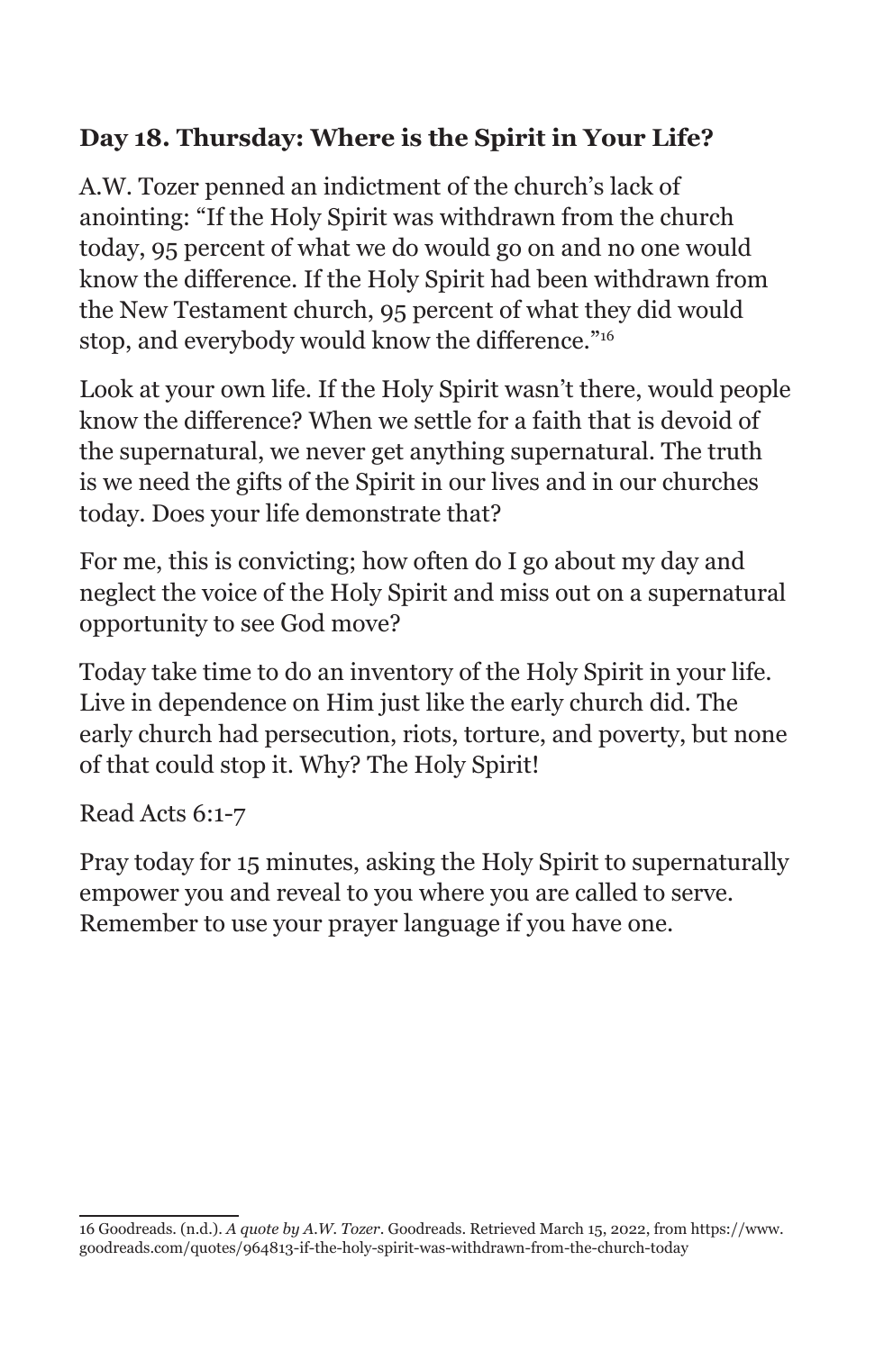## Day 18. Thursday: Where is the Spirit in Your Life?

A.W. Tozer penned an indictment of the church's lack of anointing: "If the Holy Spirit was withdrawn from the church today, 95 percent of what we do would go on and no one would know the difference. If the Holy Spirit had been withdrawn from the New Testament church, 95 percent of what they did would stop, and everybody would know the difference."[16]

Look at your own life. If the Holy Spirit wasn't there, would people know the difference? When we settle for a faith that is devoid of the supernatural, we never get anything supernatural. The truth is we need the gifts of the Spirit in our lives and in our churches today. Does your life demonstrate that?

For me, this is convicting; how often do I go about my day and neglect the voice of the Holy Spirit and miss out on a supernatural opportunity to see God move?

Today take time to do an inventory of the Holy Spirit in your life. Live in dependence on Him just like the early church did. The early church had persecution, riots, torture, and poverty, but none of that could stop it. Why? The Holy Spirit!

Read Acts 6:1-7

Pray today for 15 minutes, asking the Holy Spirit to supernaturally empower you and reveal to you where you are called to serve. Remember to use your prayer language if you have one.

---

16 Goodreads. (n.d.). *A quote by A.W. Tozer*. Goodreads. Retrieved March 15, 2022, from https://www.goodreads.com/quotes/964813-if-the-holy-spirit-was-withdrawn-from-the-church-today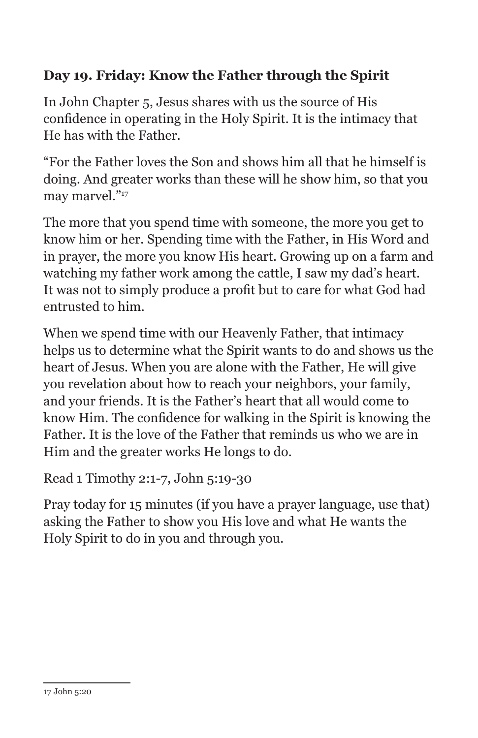## Day 19. Friday: Know the Father through the Spirit

In John Chapter 5, Jesus shares with us the source of His confidence in operating in the Holy Spirit. It is the intimacy that He has with the Father.

"For the Father loves the Son and shows him all that he himself is doing. And greater works than these will he show him, so that you may marvel."[17]

The more that you spend time with someone, the more you get to know him or her. Spending time with the Father, in His Word and in prayer, the more you know His heart. Growing up on a farm and watching my father work among the cattle, I saw my dad's heart. It was not to simply produce a profit but to care for what God had entrusted to him.

When we spend time with our Heavenly Father, that intimacy helps us to determine what the Spirit wants to do and shows us the heart of Jesus. When you are alone with the Father, He will give you revelation about how to reach your neighbors, your family, and your friends. It is the Father's heart that all would come to know Him. The confidence for walking in the Spirit is knowing the Father. It is the love of the Father that reminds us who we are in Him and the greater works He longs to do.

Read 1 Timothy 2:1-7, John 5:19-30

Pray today for 15 minutes (if you have a prayer language, use that) asking the Father to show you His love and what He wants the Holy Spirit to do in you and through you.

---

17 John 5:20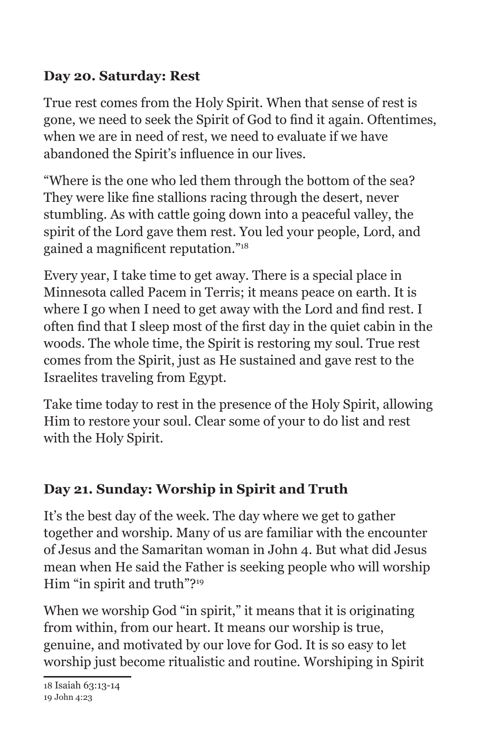### Day 20. Saturday: Rest

True rest comes from the Holy Spirit. When that sense of rest is gone, we need to seek the Spirit of God to find it again. Oftentimes, when we are in need of rest, we need to evaluate if we have abandoned the Spirit's influence in our lives.

"Where is the one who led them through the bottom of the sea? They were like fine stallions racing through the desert, never stumbling. As with cattle going down into a peaceful valley, the spirit of the Lord gave them rest. You led your people, Lord, and gained a magnificent reputation."[18]

Every year, I take time to get away. There is a special place in Minnesota called Pacem in Terris; it means peace on earth. It is where I go when I need to get away with the Lord and find rest. I often find that I sleep most of the first day in the quiet cabin in the woods. The whole time, the Spirit is restoring my soul. True rest comes from the Spirit, just as He sustained and gave rest to the Israelites traveling from Egypt.

Take time today to rest in the presence of the Holy Spirit, allowing Him to restore your soul. Clear some of your to do list and rest with the Holy Spirit.

### Day 21. Sunday: Worship in Spirit and Truth

It's the best day of the week. The day where we get to gather together and worship. Many of us are familiar with the encounter of Jesus and the Samaritan woman in John 4. But what did Jesus mean when He said the Father is seeking people who will worship Him "in spirit and truth"?[19]

When we worship God "in spirit," it means that it is originating from within, from our heart. It means our worship is true, genuine, and motivated by our love for God. It is so easy to let worship just become ritualistic and routine. Worshiping in Spirit

---

18 Isaiah 63:13-14
19 John 4:23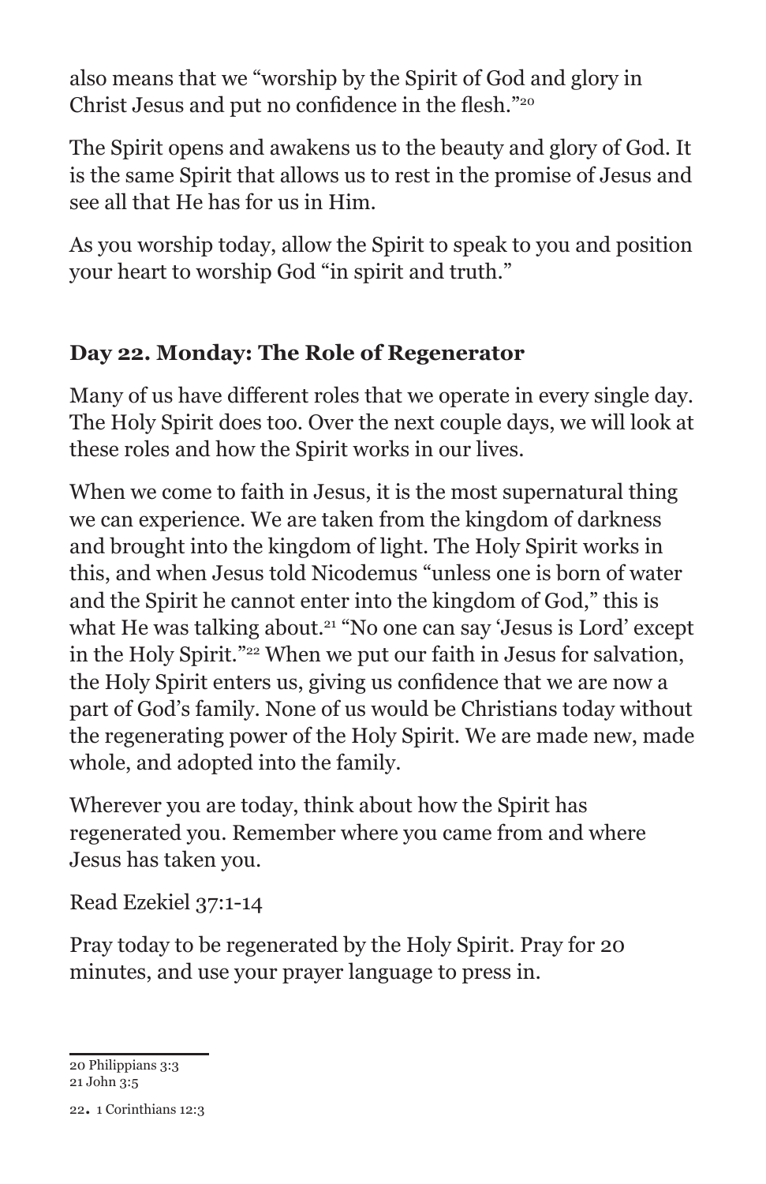also means that we "worship by the Spirit of God and glory in Christ Jesus and put no confidence in the flesh."[20]

The Spirit opens and awakens us to the beauty and glory of God. It is the same Spirit that allows us to rest in the promise of Jesus and see all that He has for us in Him.

As you worship today, allow the Spirit to speak to you and position your heart to worship God "in spirit and truth."

### Day 22. Monday: The Role of Regenerator

Many of us have different roles that we operate in every single day. The Holy Spirit does too. Over the next couple days, we will look at these roles and how the Spirit works in our lives.

When we come to faith in Jesus, it is the most supernatural thing we can experience. We are taken from the kingdom of darkness and brought into the kingdom of light. The Holy Spirit works in this, and when Jesus told Nicodemus "unless one is born of water and the Spirit he cannot enter into the kingdom of God," this is what He was talking about.[21] "No one can say 'Jesus is Lord' except in the Holy Spirit."[22] When we put our faith in Jesus for salvation, the Holy Spirit enters us, giving us confidence that we are now a part of God's family. None of us would be Christians today without the regenerating power of the Holy Spirit. We are made new, made whole, and adopted into the family.

Wherever you are today, think about how the Spirit has regenerated you. Remember where you came from and where Jesus has taken you.

Read Ezekiel 37:1-14

Pray today to be regenerated by the Holy Spirit. Pray for 20 minutes, and use your prayer language to press in.

---

20 Philippians 3:3

21 John 3:5

22. 1 Corinthians 12:3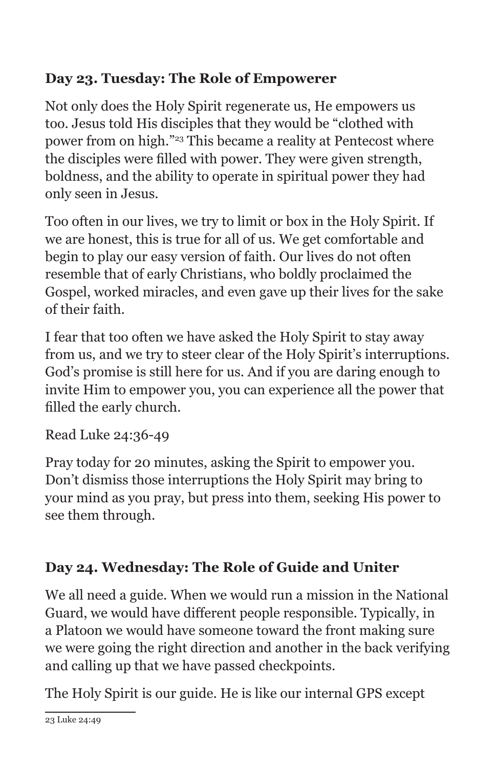## Day 23. Tuesday: The Role of Empowerer

Not only does the Holy Spirit regenerate us, He empowers us too. Jesus told His disciples that they would be "clothed with power from on high."[23] This became a reality at Pentecost where the disciples were filled with power. They were given strength, boldness, and the ability to operate in spiritual power they had only seen in Jesus.

Too often in our lives, we try to limit or box in the Holy Spirit. If we are honest, this is true for all of us. We get comfortable and begin to play our easy version of faith. Our lives do not often resemble that of early Christians, who boldly proclaimed the Gospel, worked miracles, and even gave up their lives for the sake of their faith.

I fear that too often we have asked the Holy Spirit to stay away from us, and we try to steer clear of the Holy Spirit's interruptions. God's promise is still here for us. And if you are daring enough to invite Him to empower you, you can experience all the power that filled the early church.

Read Luke 24:36-49

Pray today for 20 minutes, asking the Spirit to empower you. Don't dismiss those interruptions the Holy Spirit may bring to your mind as you pray, but press into them, seeking His power to see them through.

## Day 24. Wednesday: The Role of Guide and Uniter

We all need a guide. When we would run a mission in the National Guard, we would have different people responsible. Typically, in a Platoon we would have someone toward the front making sure we were going the right direction and another in the back verifying and calling up that we have passed checkpoints.

The Holy Spirit is our guide. He is like our internal GPS except

---

23 Luke 24:49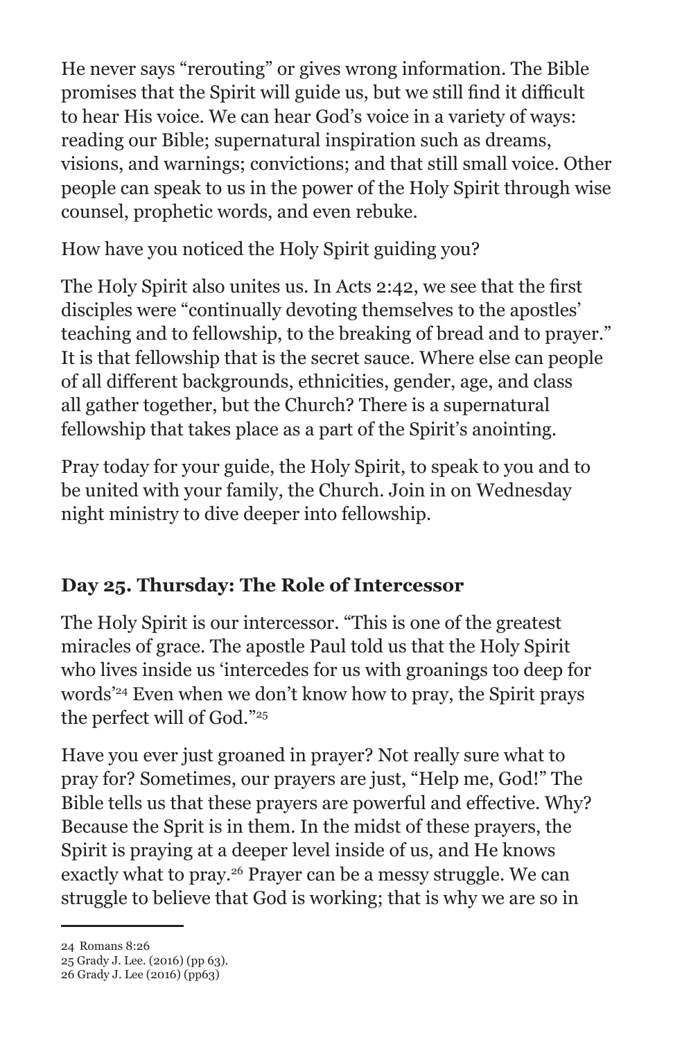He never says "rerouting" or gives wrong information. The Bible promises that the Spirit will guide us, but we still find it difficult to hear His voice. We can hear God's voice in a variety of ways: reading our Bible; supernatural inspiration such as dreams, visions, and warnings; convictions; and that still small voice. Other people can speak to us in the power of the Holy Spirit through wise counsel, prophetic words, and even rebuke.

How have you noticed the Holy Spirit guiding you?

The Holy Spirit also unites us. In Acts 2:42, we see that the first disciples were "continually devoting themselves to the apostles' teaching and to fellowship, to the breaking of bread and to prayer." It is that fellowship that is the secret sauce. Where else can people of all different backgrounds, ethnicities, gender, age, and class all gather together, but the Church? There is a supernatural fellowship that takes place as a part of the Spirit's anointing.

Pray today for your guide, the Holy Spirit, to speak to you and to be united with your family, the Church. Join in on Wednesday night ministry to dive deeper into fellowship.

## Day 25. Thursday: The Role of Intercessor

The Holy Spirit is our intercessor. "This is one of the greatest miracles of grace. The apostle Paul told us that the Holy Spirit who lives inside us 'intercedes for us with groanings too deep for words'[24] Even when we don't know how to pray, the Spirit prays the perfect will of God."[25]

Have you ever just groaned in prayer? Not really sure what to pray for? Sometimes, our prayers are just, "Help me, God!" The Bible tells us that these prayers are powerful and effective. Why? Because the Sprit is in them. In the midst of these prayers, the Spirit is praying at a deeper level inside of us, and He knows exactly what to pray.[26] Prayer can be a messy struggle. We can struggle to believe that God is working; that is why we are so in

---

24 Romans 8:26
25 Grady J. Lee. (2016) (pp 63).
26 Grady J. Lee (2016) (pp63)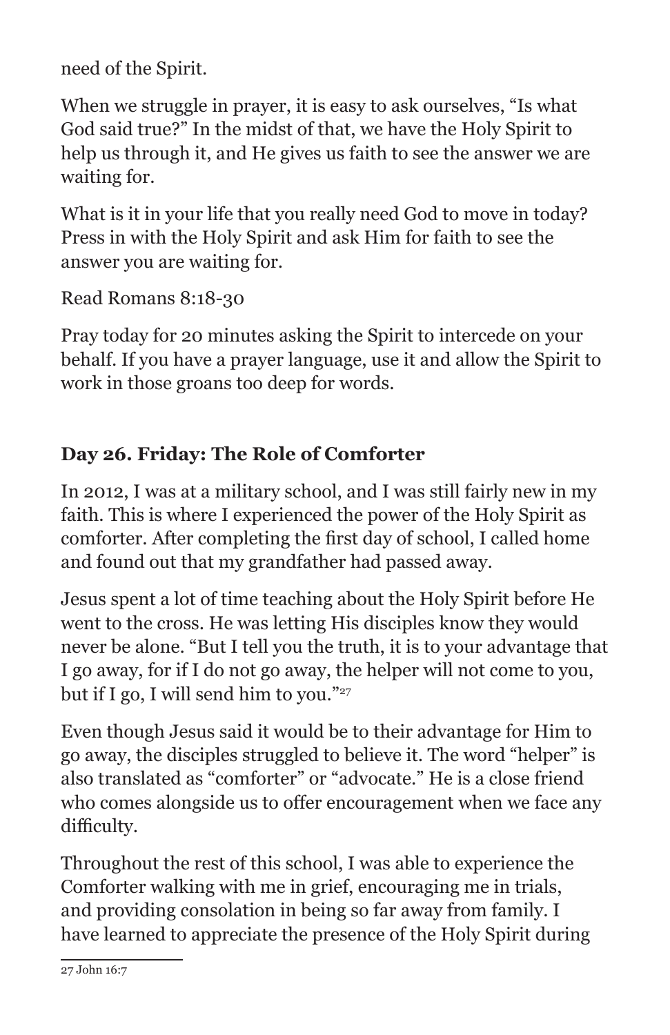need of the Spirit.

When we struggle in prayer, it is easy to ask ourselves, "Is what God said true?" In the midst of that, we have the Holy Spirit to help us through it, and He gives us faith to see the answer we are waiting for.

What is it in your life that you really need God to move in today? Press in with the Holy Spirit and ask Him for faith to see the answer you are waiting for.

Read Romans 8:18-30

Pray today for 20 minutes asking the Spirit to intercede on your behalf. If you have a prayer language, use it and allow the Spirit to work in those groans too deep for words.

## Day 26. Friday: The Role of Comforter

In 2012, I was at a military school, and I was still fairly new in my faith. This is where I experienced the power of the Holy Spirit as comforter. After completing the first day of school, I called home and found out that my grandfather had passed away.

Jesus spent a lot of time teaching about the Holy Spirit before He went to the cross. He was letting His disciples know they would never be alone. "But I tell you the truth, it is to your advantage that I go away, for if I do not go away, the helper will not come to you, but if I go, I will send him to you."[27]

Even though Jesus said it would be to their advantage for Him to go away, the disciples struggled to believe it. The word "helper" is also translated as "comforter" or "advocate." He is a close friend who comes alongside us to offer encouragement when we face any difficulty.

Throughout the rest of this school, I was able to experience the Comforter walking with me in grief, encouraging me in trials, and providing consolation in being so far away from family. I have learned to appreciate the presence of the Holy Spirit during

---

27 John 16:7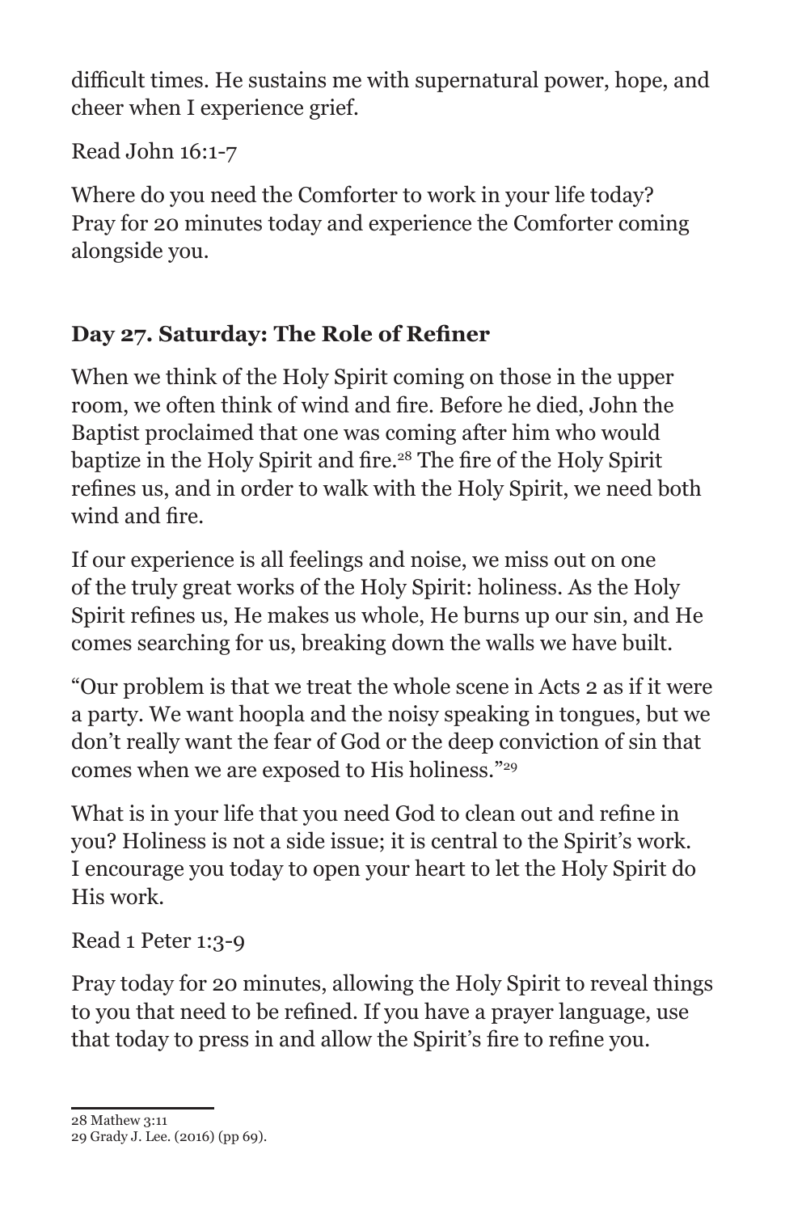difficult times. He sustains me with supernatural power, hope, and cheer when I experience grief.

Read John 16:1-7

Where do you need the Comforter to work in your life today? Pray for 20 minutes today and experience the Comforter coming alongside you.

## Day 27. Saturday: The Role of Refiner

When we think of the Holy Spirit coming on those in the upper room, we often think of wind and fire. Before he died, John the Baptist proclaimed that one was coming after him who would baptize in the Holy Spirit and fire.[28] The fire of the Holy Spirit refines us, and in order to walk with the Holy Spirit, we need both wind and fire.

If our experience is all feelings and noise, we miss out on one of the truly great works of the Holy Spirit: holiness. As the Holy Spirit refines us, He makes us whole, He burns up our sin, and He comes searching for us, breaking down the walls we have built.

"Our problem is that we treat the whole scene in Acts 2 as if it were a party. We want hoopla and the noisy speaking in tongues, but we don't really want the fear of God or the deep conviction of sin that comes when we are exposed to His holiness."[29]

What is in your life that you need God to clean out and refine in you? Holiness is not a side issue; it is central to the Spirit's work. I encourage you today to open your heart to let the Holy Spirit do His work.

Read 1 Peter 1:3-9

Pray today for 20 minutes, allowing the Holy Spirit to reveal things to you that need to be refined. If you have a prayer language, use that today to press in and allow the Spirit's fire to refine you.

---

28 Mathew 3:11

29 Grady J. Lee. (2016) (pp 69).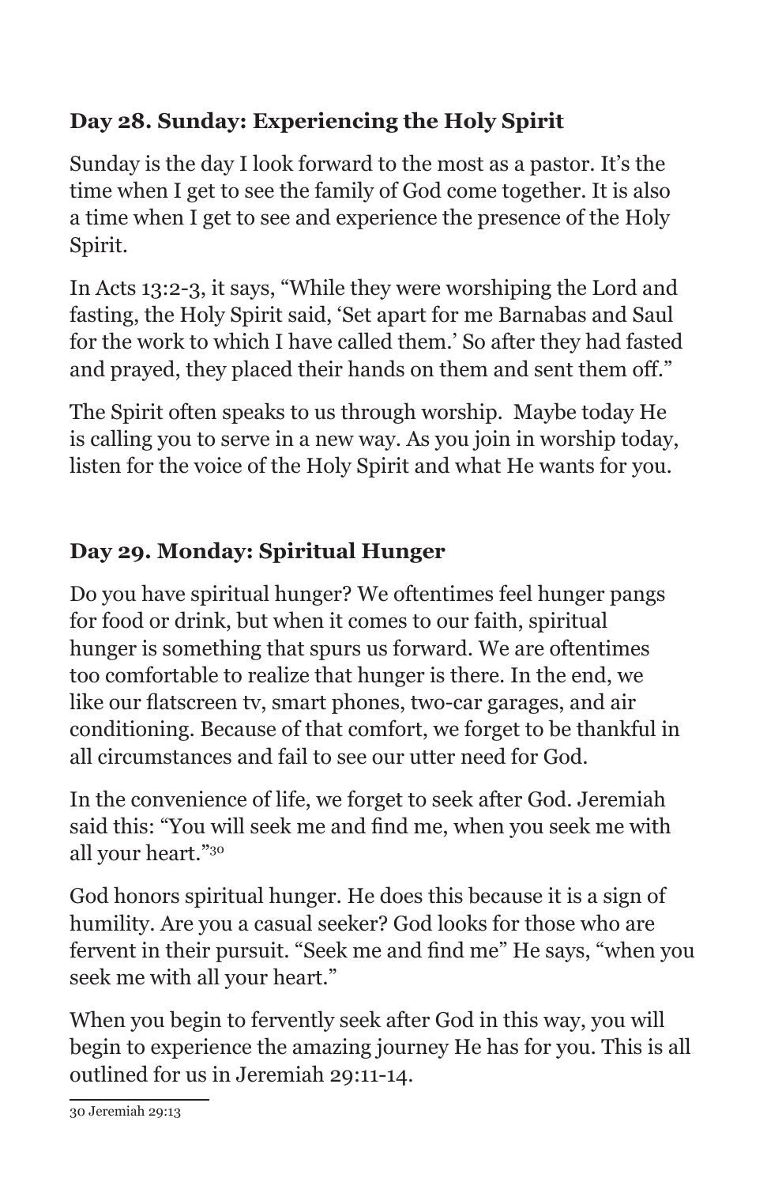### Day 28. Sunday: Experiencing the Holy Spirit

Sunday is the day I look forward to the most as a pastor. It's the time when I get to see the family of God come together. It is also a time when I get to see and experience the presence of the Holy Spirit.

In Acts 13:2-3, it says, "While they were worshiping the Lord and fasting, the Holy Spirit said, 'Set apart for me Barnabas and Saul for the work to which I have called them.' So after they had fasted and prayed, they placed their hands on them and sent them off."

The Spirit often speaks to us through worship. Maybe today He is calling you to serve in a new way. As you join in worship today, listen for the voice of the Holy Spirit and what He wants for you.

### Day 29. Monday: Spiritual Hunger

Do you have spiritual hunger? We oftentimes feel hunger pangs for food or drink, but when it comes to our faith, spiritual hunger is something that spurs us forward. We are oftentimes too comfortable to realize that hunger is there. In the end, we like our flatscreen tv, smart phones, two-car garages, and air conditioning. Because of that comfort, we forget to be thankful in all circumstances and fail to see our utter need for God.

In the convenience of life, we forget to seek after God. Jeremiah said this: "You will seek me and find me, when you seek me with all your heart."[30]

God honors spiritual hunger. He does this because it is a sign of humility. Are you a casual seeker? God looks for those who are fervent in their pursuit. "Seek me and find me" He says, "when you seek me with all your heart."

When you begin to fervently seek after God in this way, you will begin to experience the amazing journey He has for you. This is all outlined for us in Jeremiah 29:11-14.

---

30 Jeremiah 29:13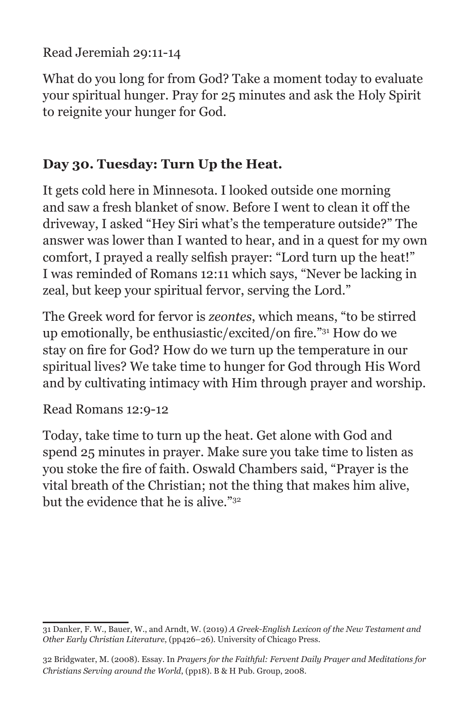Read Jeremiah 29:11-14

What do you long for from God? Take a moment today to evaluate your spiritual hunger. Pray for 25 minutes and ask the Holy Spirit to reignite your hunger for God.

### Day 30. Tuesday: Turn Up the Heat.

It gets cold here in Minnesota. I looked outside one morning and saw a fresh blanket of snow. Before I went to clean it off the driveway, I asked "Hey Siri what's the temperature outside?" The answer was lower than I wanted to hear, and in a quest for my own comfort, I prayed a really selfish prayer: "Lord turn up the heat!" I was reminded of Romans 12:11 which says, "Never be lacking in zeal, but keep your spiritual fervor, serving the Lord."

The Greek word for fervor is *zeontes*, which means, "to be stirred up emotionally, be enthusiastic/excited/on fire."[31] How do we stay on fire for God? How do we turn up the temperature in our spiritual lives? We take time to hunger for God through His Word and by cultivating intimacy with Him through prayer and worship.

Read Romans 12:9-12

Today, take time to turn up the heat. Get alone with God and spend 25 minutes in prayer. Make sure you take time to listen as you stoke the fire of faith. Oswald Chambers said, "Prayer is the vital breath of the Christian; not the thing that makes him alive, but the evidence that he is alive."[32]

---

31 Danker, F. W., Bauer, W., and Arndt, W. (2019) *A Greek-English Lexicon of the New Testament and Other Early Christian Literature*, (pp426–26). University of Chicago Press.

32 Bridgwater, M. (2008). Essay. In *Prayers for the Faithful: Fervent Daily Prayer and Meditations for Christians Serving around the World*, (pp18). B & H Pub. Group, 2008.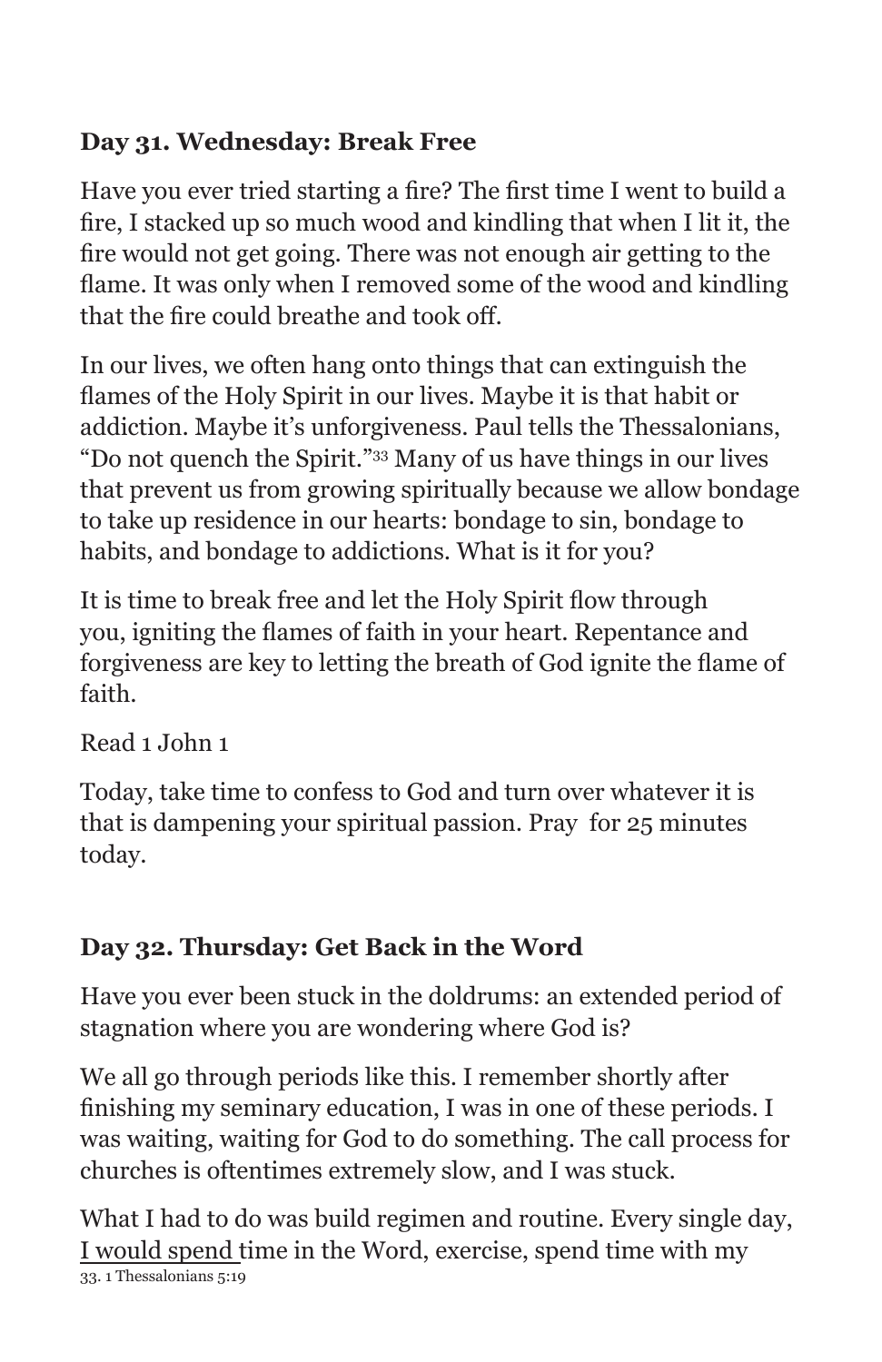**Day 31. Wednesday: Break Free**

Have you ever tried starting a fire? The first time I went to build a fire, I stacked up so much wood and kindling that when I lit it, the fire would not get going. There was not enough air getting to the flame. It was only when I removed some of the wood and kindling that the fire could breathe and took off.

In our lives, we often hang onto things that can extinguish the flames of the Holy Spirit in our lives. Maybe it is that habit or addiction. Maybe it's unforgiveness. Paul tells the Thessalonians, "Do not quench the Spirit."[33] Many of us have things in our lives that prevent us from growing spiritually because we allow bondage to take up residence in our hearts: bondage to sin, bondage to habits, and bondage to addictions. What is it for you?

It is time to break free and let the Holy Spirit flow through you, igniting the flames of faith in your heart. Repentance and forgiveness are key to letting the breath of God ignite the flame of faith.

Read 1 John 1

Today, take time to confess to God and turn over whatever it is that is dampening your spiritual passion. Pray for 25 minutes today.

**Day 32. Thursday: Get Back in the Word**

Have you ever been stuck in the doldrums: an extended period of stagnation where you are wondering where God is?

We all go through periods like this. I remember shortly after finishing my seminary education, I was in one of these periods. I was waiting, waiting for God to do something. The call process for churches is oftentimes extremely slow, and I was stuck.

What I had to do was build regimen and routine. Every single day, I would spend time in the Word, exercise, spend time with my

33. 1 Thessalonians 5:19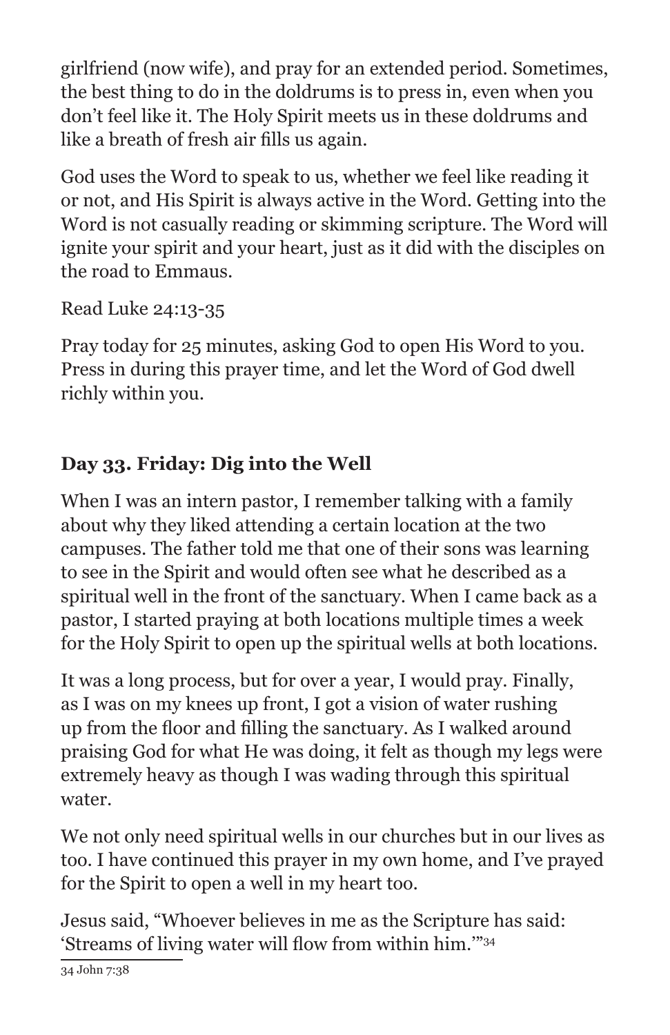girlfriend (now wife), and pray for an extended period. Sometimes, the best thing to do in the doldrums is to press in, even when you don't feel like it. The Holy Spirit meets us in these doldrums and like a breath of fresh air fills us again.

God uses the Word to speak to us, whether we feel like reading it or not, and His Spirit is always active in the Word. Getting into the Word is not casually reading or skimming scripture. The Word will ignite your spirit and your heart, just as it did with the disciples on the road to Emmaus.

Read Luke 24:13-35

Pray today for 25 minutes, asking God to open His Word to you. Press in during this prayer time, and let the Word of God dwell richly within you.

### Day 33. Friday: Dig into the Well

When I was an intern pastor, I remember talking with a family about why they liked attending a certain location at the two campuses. The father told me that one of their sons was learning to see in the Spirit and would often see what he described as a spiritual well in the front of the sanctuary. When I came back as a pastor, I started praying at both locations multiple times a week for the Holy Spirit to open up the spiritual wells at both locations.

It was a long process, but for over a year, I would pray. Finally, as I was on my knees up front, I got a vision of water rushing up from the floor and filling the sanctuary. As I walked around praising God for what He was doing, it felt as though my legs were extremely heavy as though I was wading through this spiritual water.

We not only need spiritual wells in our churches but in our lives as too. I have continued this prayer in my own home, and I've prayed for the Spirit to open a well in my heart too.

Jesus said, "Whoever believes in me as the Scripture has said: 'Streams of living water will flow from within him.'"[34]

---

34 John 7:38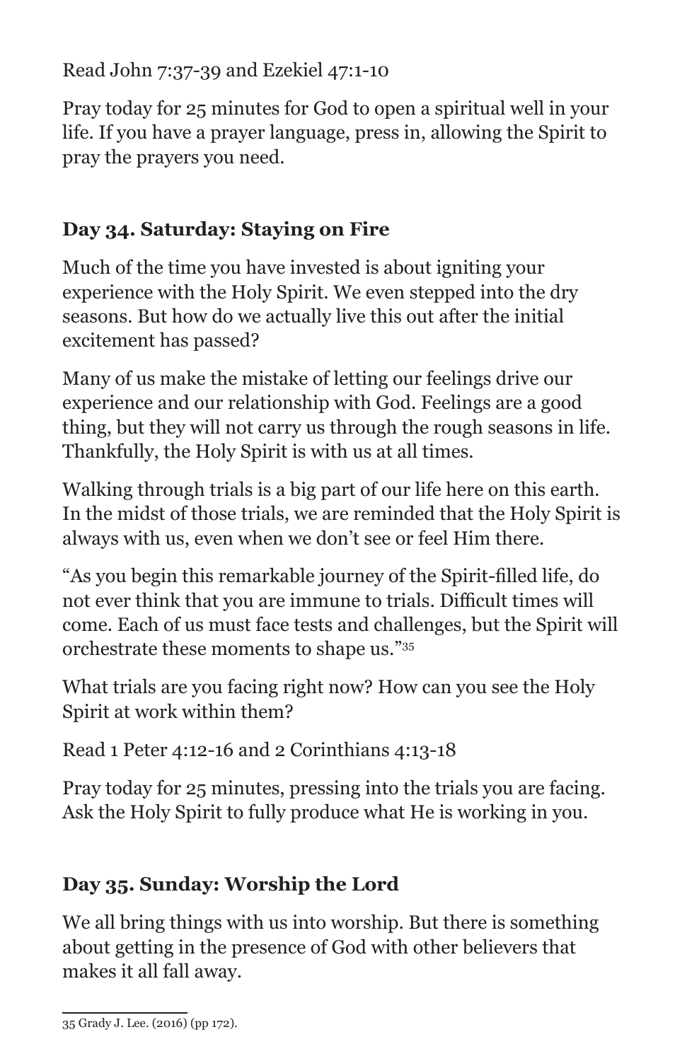Read John 7:37-39 and Ezekiel 47:1-10

Pray today for 25 minutes for God to open a spiritual well in your life. If you have a prayer language, press in, allowing the Spirit to pray the prayers you need.

## Day 34. Saturday: Staying on Fire

Much of the time you have invested is about igniting your experience with the Holy Spirit. We even stepped into the dry seasons. But how do we actually live this out after the initial excitement has passed?

Many of us make the mistake of letting our feelings drive our experience and our relationship with God. Feelings are a good thing, but they will not carry us through the rough seasons in life. Thankfully, the Holy Spirit is with us at all times.

Walking through trials is a big part of our life here on this earth. In the midst of those trials, we are reminded that the Holy Spirit is always with us, even when we don't see or feel Him there.

"As you begin this remarkable journey of the Spirit-filled life, do not ever think that you are immune to trials. Difficult times will come. Each of us must face tests and challenges, but the Spirit will orchestrate these moments to shape us."[35]

What trials are you facing right now? How can you see the Holy Spirit at work within them?

Read 1 Peter 4:12-16 and 2 Corinthians 4:13-18

Pray today for 25 minutes, pressing into the trials you are facing. Ask the Holy Spirit to fully produce what He is working in you.

## Day 35. Sunday: Worship the Lord

We all bring things with us into worship. But there is something about getting in the presence of God with other believers that makes it all fall away.

---

35 Grady J. Lee. (2016) (pp 172).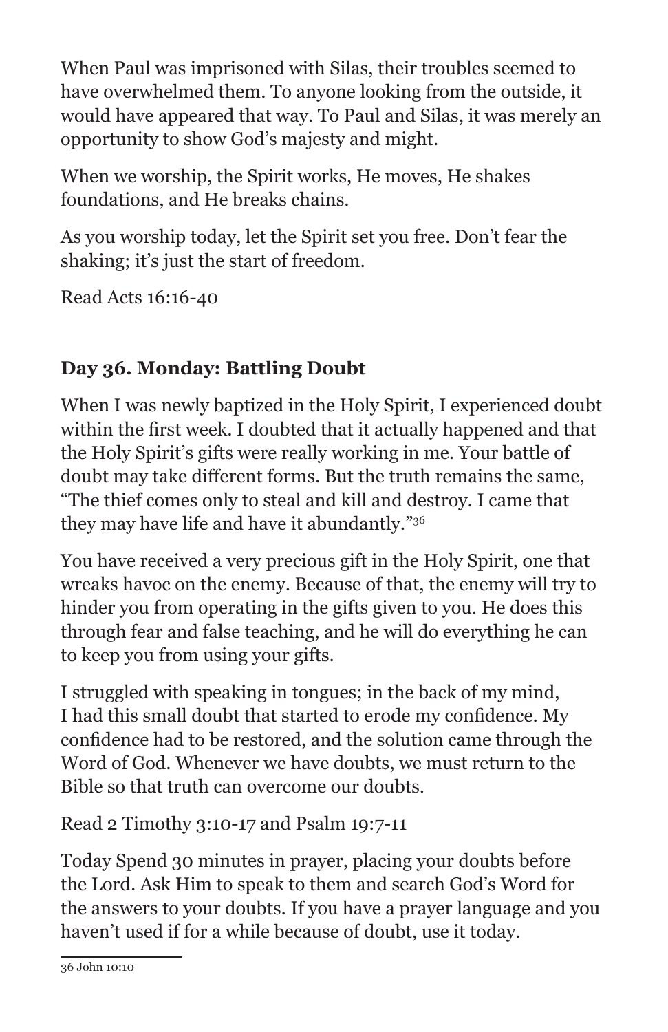When Paul was imprisoned with Silas, their troubles seemed to have overwhelmed them. To anyone looking from the outside, it would have appeared that way. To Paul and Silas, it was merely an opportunity to show God's majesty and might.

When we worship, the Spirit works, He moves, He shakes foundations, and He breaks chains.

As you worship today, let the Spirit set you free. Don't fear the shaking; it's just the start of freedom.

Read Acts 16:16-40

## Day 36. Monday: Battling Doubt

When I was newly baptized in the Holy Spirit, I experienced doubt within the first week. I doubted that it actually happened and that the Holy Spirit's gifts were really working in me. Your battle of doubt may take different forms. But the truth remains the same, "The thief comes only to steal and kill and destroy. I came that they may have life and have it abundantly."[36]

You have received a very precious gift in the Holy Spirit, one that wreaks havoc on the enemy. Because of that, the enemy will try to hinder you from operating in the gifts given to you. He does this through fear and false teaching, and he will do everything he can to keep you from using your gifts.

I struggled with speaking in tongues; in the back of my mind, I had this small doubt that started to erode my confidence. My confidence had to be restored, and the solution came through the Word of God. Whenever we have doubts, we must return to the Bible so that truth can overcome our doubts.

Read 2 Timothy 3:10-17 and Psalm 19:7-11

Today Spend 30 minutes in prayer, placing your doubts before the Lord. Ask Him to speak to them and search God's Word for the answers to your doubts. If you have a prayer language and you haven't used if for a while because of doubt, use it today.

---

36 John 10:10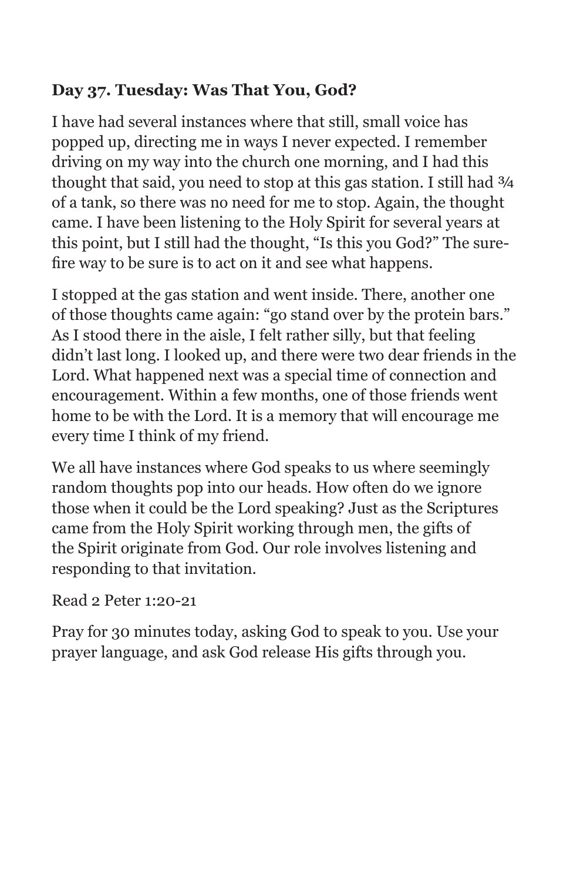**Day 37. Tuesday: Was That You, God?**

I have had several instances where that still, small voice has popped up, directing me in ways I never expected. I remember driving on my way into the church one morning, and I had this thought that said, you need to stop at this gas station. I still had ¾ of a tank, so there was no need for me to stop. Again, the thought came. I have been listening to the Holy Spirit for several years at this point, but I still had the thought, "Is this you God?" The sure-fire way to be sure is to act on it and see what happens.

I stopped at the gas station and went inside. There, another one of those thoughts came again: "go stand over by the protein bars." As I stood there in the aisle, I felt rather silly, but that feeling didn't last long. I looked up, and there were two dear friends in the Lord. What happened next was a special time of connection and encouragement. Within a few months, one of those friends went home to be with the Lord. It is a memory that will encourage me every time I think of my friend.

We all have instances where God speaks to us where seemingly random thoughts pop into our heads. How often do we ignore those when it could be the Lord speaking? Just as the Scriptures came from the Holy Spirit working through men, the gifts of the Spirit originate from God. Our role involves listening and responding to that invitation.

Read 2 Peter 1:20-21

Pray for 30 minutes today, asking God to speak to you. Use your prayer language, and ask God release His gifts through you.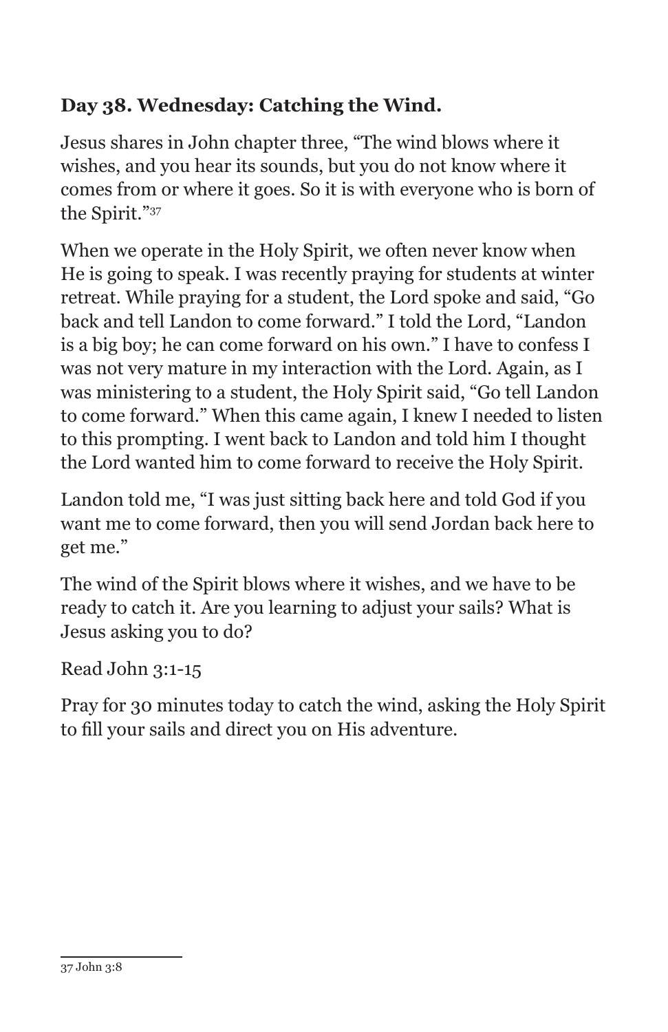**Day 38. Wednesday: Catching the Wind.**

Jesus shares in John chapter three, “The wind blows where it wishes, and you hear its sounds, but you do not know where it comes from or where it goes. So it is with everyone who is born of the Spirit.”[37]

When we operate in the Holy Spirit, we often never know when He is going to speak. I was recently praying for students at winter retreat. While praying for a student, the Lord spoke and said, “Go back and tell Landon to come forward.” I told the Lord, “Landon is a big boy; he can come forward on his own.” I have to confess I was not very mature in my interaction with the Lord. Again, as I was ministering to a student, the Holy Spirit said, “Go tell Landon to come forward.” When this came again, I knew I needed to listen to this prompting. I went back to Landon and told him I thought the Lord wanted him to come forward to receive the Holy Spirit.

Landon told me, “I was just sitting back here and told God if you want me to come forward, then you will send Jordan back here to get me.”

The wind of the Spirit blows where it wishes, and we have to be ready to catch it. Are you learning to adjust your sails? What is Jesus asking you to do?

Read John 3:1-15

Pray for 30 minutes today to catch the wind, asking the Holy Spirit to fill your sails and direct you on His adventure.

---

37 John 3:8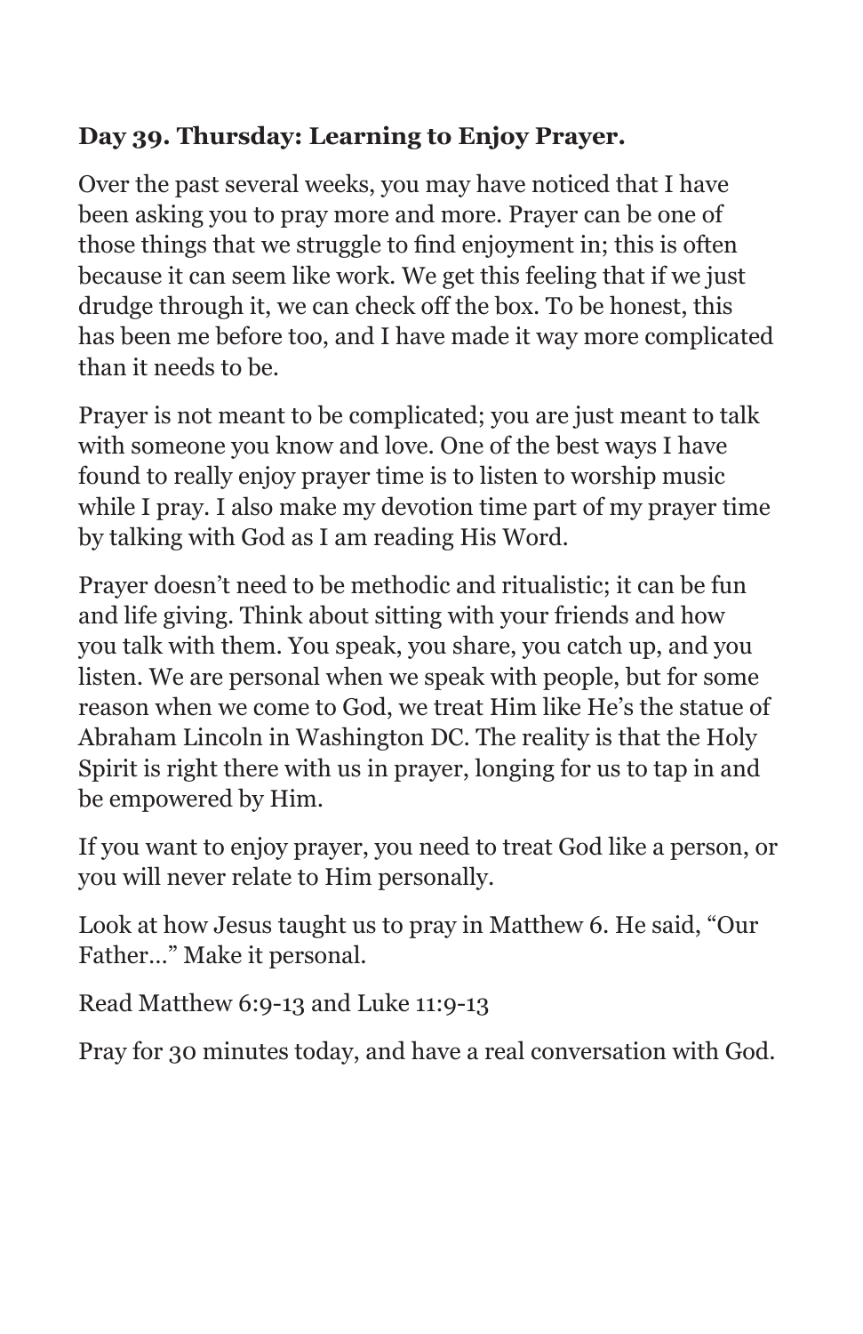**Day 39. Thursday: Learning to Enjoy Prayer.**

Over the past several weeks, you may have noticed that I have been asking you to pray more and more. Prayer can be one of those things that we struggle to find enjoyment in; this is often because it can seem like work. We get this feeling that if we just drudge through it, we can check off the box. To be honest, this has been me before too, and I have made it way more complicated than it needs to be.

Prayer is not meant to be complicated; you are just meant to talk with someone you know and love. One of the best ways I have found to really enjoy prayer time is to listen to worship music while I pray. I also make my devotion time part of my prayer time by talking with God as I am reading His Word.

Prayer doesn't need to be methodic and ritualistic; it can be fun and life giving. Think about sitting with your friends and how you talk with them. You speak, you share, you catch up, and you listen. We are personal when we speak with people, but for some reason when we come to God, we treat Him like He's the statue of Abraham Lincoln in Washington DC. The reality is that the Holy Spirit is right there with us in prayer, longing for us to tap in and be empowered by Him.

If you want to enjoy prayer, you need to treat God like a person, or you will never relate to Him personally.

Look at how Jesus taught us to pray in Matthew 6. He said, "Our Father…" Make it personal.

Read Matthew 6:9-13 and Luke 11:9-13

Pray for 30 minutes today, and have a real conversation with God.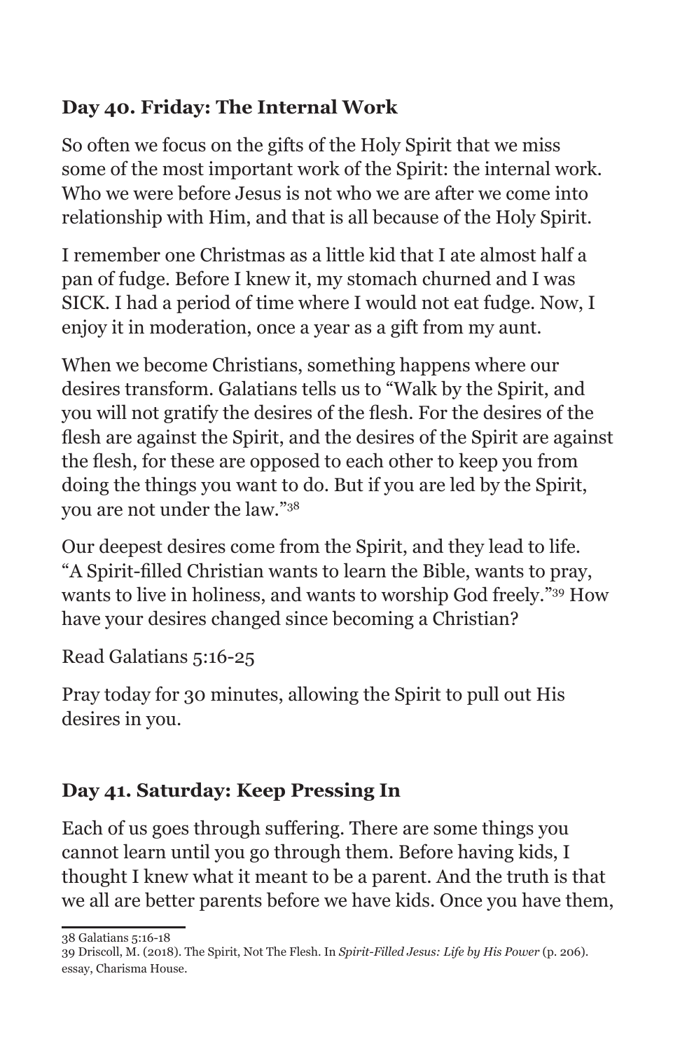## Day 40. Friday: The Internal Work

So often we focus on the gifts of the Holy Spirit that we miss some of the most important work of the Spirit: the internal work. Who we were before Jesus is not who we are after we come into relationship with Him, and that is all because of the Holy Spirit.

I remember one Christmas as a little kid that I ate almost half a pan of fudge. Before I knew it, my stomach churned and I was SICK. I had a period of time where I would not eat fudge. Now, I enjoy it in moderation, once a year as a gift from my aunt.

When we become Christians, something happens where our desires transform. Galatians tells us to "Walk by the Spirit, and you will not gratify the desires of the flesh. For the desires of the flesh are against the Spirit, and the desires of the Spirit are against the flesh, for these are opposed to each other to keep you from doing the things you want to do. But if you are led by the Spirit, you are not under the law."[38]

Our deepest desires come from the Spirit, and they lead to life. "A Spirit-filled Christian wants to learn the Bible, wants to pray, wants to live in holiness, and wants to worship God freely."[39] How have your desires changed since becoming a Christian?

Read Galatians 5:16-25

Pray today for 30 minutes, allowing the Spirit to pull out His desires in you.

## Day 41. Saturday: Keep Pressing In

Each of us goes through suffering. There are some things you cannot learn until you go through them. Before having kids, I thought I knew what it meant to be a parent. And the truth is that we all are better parents before we have kids. Once you have them,

---

38 Galatians 5:16-18

39 Driscoll, M. (2018). The Spirit, Not The Flesh. In *Spirit-Filled Jesus: Life by His Power* (p. 206). essay, Charisma House.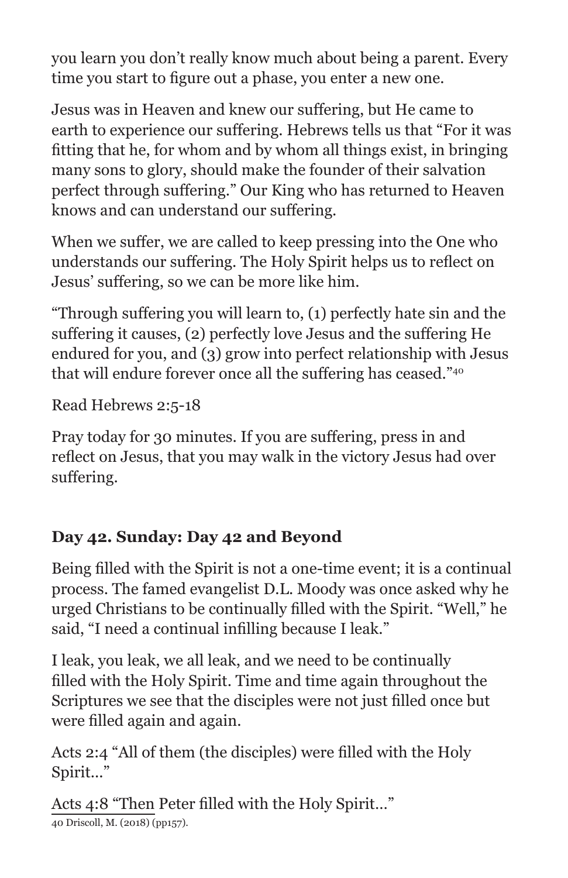you learn you don't really know much about being a parent. Every time you start to figure out a phase, you enter a new one.

Jesus was in Heaven and knew our suffering, but He came to earth to experience our suffering. Hebrews tells us that "For it was fitting that he, for whom and by whom all things exist, in bringing many sons to glory, should make the founder of their salvation perfect through suffering." Our King who has returned to Heaven knows and can understand our suffering.

When we suffer, we are called to keep pressing into the One who understands our suffering. The Holy Spirit helps us to reflect on Jesus' suffering, so we can be more like him.

"Through suffering you will learn to, (1) perfectly hate sin and the suffering it causes, (2) perfectly love Jesus and the suffering He endured for you, and (3) grow into perfect relationship with Jesus that will endure forever once all the suffering has ceased."[40]

Read Hebrews 2:5-18

Pray today for 30 minutes. If you are suffering, press in and reflect on Jesus, that you may walk in the victory Jesus had over suffering.

### Day 42. Sunday: Day 42 and Beyond

Being filled with the Spirit is not a one-time event; it is a continual process. The famed evangelist D.L. Moody was once asked why he urged Christians to be continually filled with the Spirit. "Well," he said, "I need a continual infilling because I leak."

I leak, you leak, we all leak, and we need to be continually filled with the Holy Spirit. Time and time again throughout the Scriptures we see that the disciples were not just filled once but were filled again and again.

Acts 2:4 "All of them (the disciples) were filled with the Holy Spirit…"

Acts 4:8 "Then Peter filled with the Holy Spirit…"

---

40 Driscoll, M. (2018) (pp157).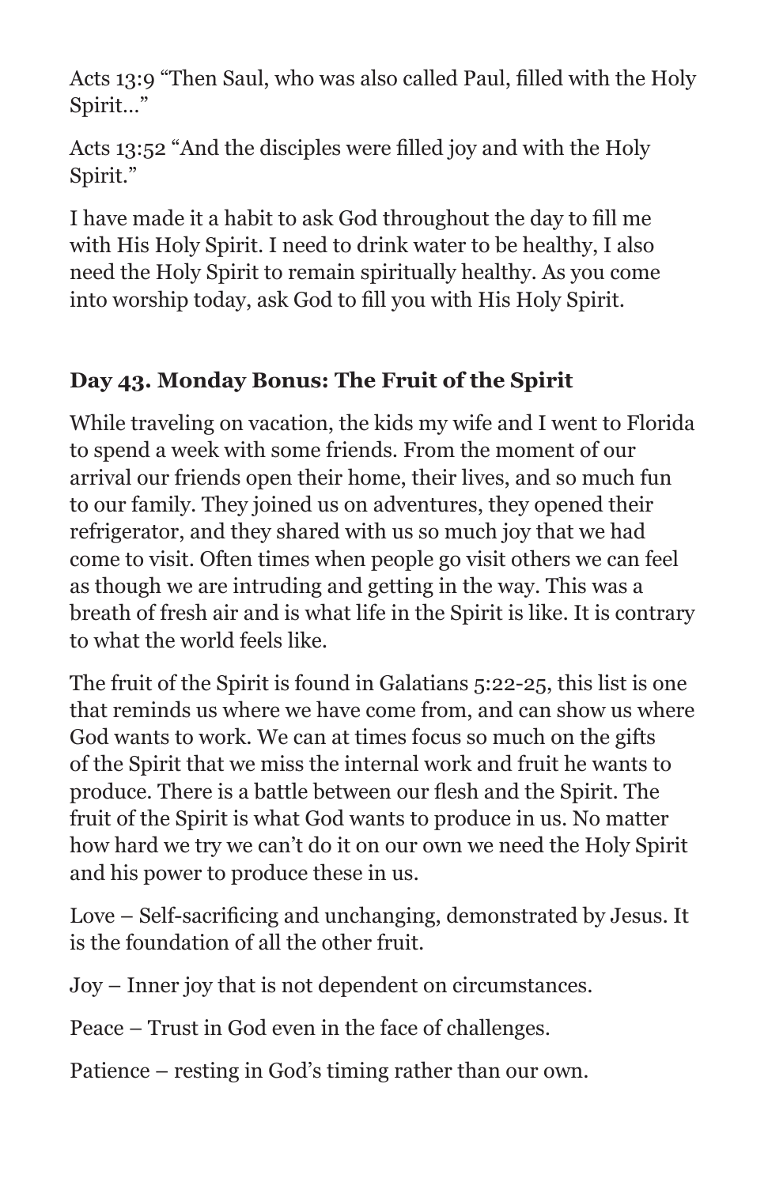Acts 13:9 “Then Saul, who was also called Paul, filled with the Holy Spirit…”

Acts 13:52 “And the disciples were filled joy and with the Holy Spirit.”

I have made it a habit to ask God throughout the day to fill me with His Holy Spirit. I need to drink water to be healthy, I also need the Holy Spirit to remain spiritually healthy. As you come into worship today, ask God to fill you with His Holy Spirit.

## Day 43. Monday Bonus: The Fruit of the Spirit

While traveling on vacation, the kids my wife and I went to Florida to spend a week with some friends. From the moment of our arrival our friends open their home, their lives, and so much fun to our family. They joined us on adventures, they opened their refrigerator, and they shared with us so much joy that we had come to visit. Often times when people go visit others we can feel as though we are intruding and getting in the way. This was a breath of fresh air and is what life in the Spirit is like. It is contrary to what the world feels like.

The fruit of the Spirit is found in Galatians 5:22-25, this list is one that reminds us where we have come from, and can show us where God wants to work. We can at times focus so much on the gifts of the Spirit that we miss the internal work and fruit he wants to produce. There is a battle between our flesh and the Spirit. The fruit of the Spirit is what God wants to produce in us. No matter how hard we try we can’t do it on our own we need the Holy Spirit and his power to produce these in us.

Love – Self-sacrificing and unchanging, demonstrated by Jesus. It is the foundation of all the other fruit.

Joy – Inner joy that is not dependent on circumstances.

Peace – Trust in God even in the face of challenges.

Patience – resting in God’s timing rather than our own.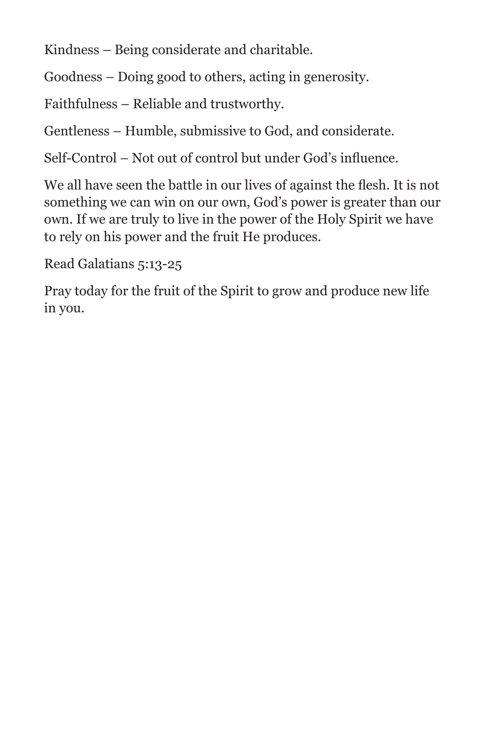Kindness – Being considerate and charitable.

Goodness – Doing good to others, acting in generosity.

Faithfulness – Reliable and trustworthy.

Gentleness – Humble, submissive to God, and considerate.

Self-Control – Not out of control but under God's influence.

We all have seen the battle in our lives of against the flesh. It is not something we can win on our own, God's power is greater than our own. If we are truly to live in the power of the Holy Spirit we have to rely on his power and the fruit He produces.

Read Galatians 5:13-25

Pray today for the fruit of the Spirit to grow and produce new life in you.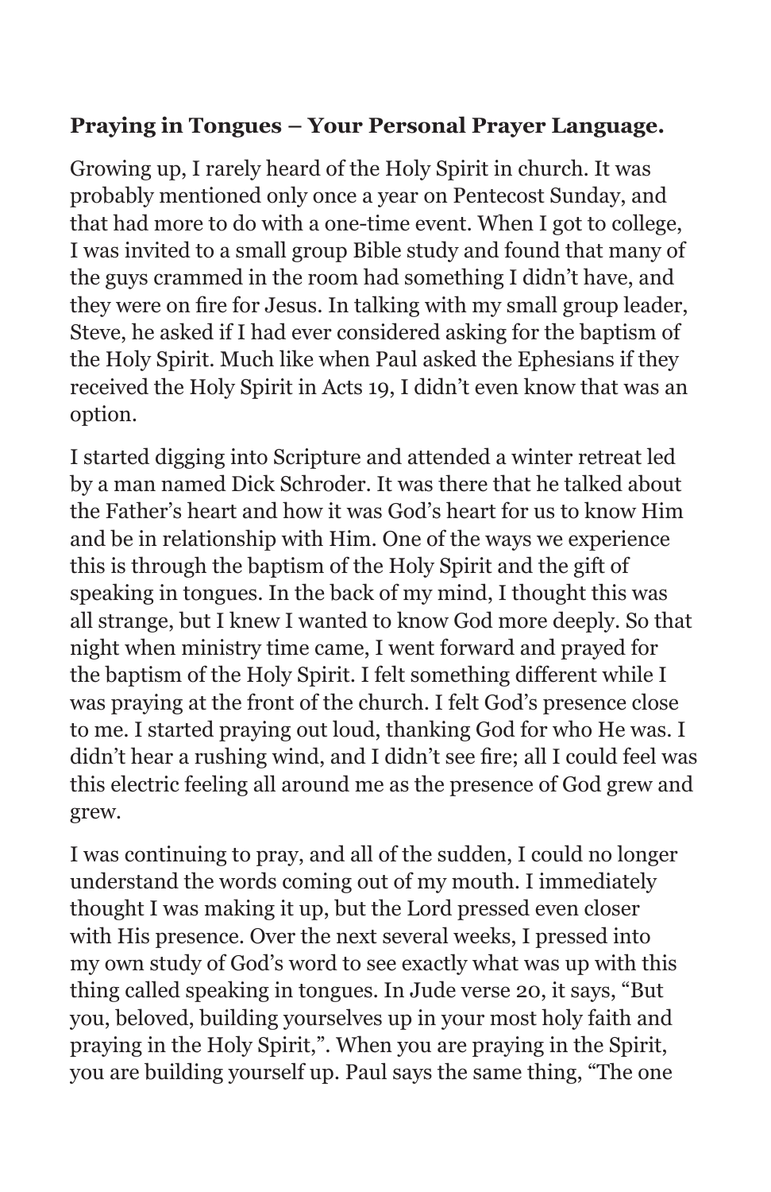**Praying in Tongues – Your Personal Prayer Language.**

Growing up, I rarely heard of the Holy Spirit in church. It was probably mentioned only once a year on Pentecost Sunday, and that had more to do with a one-time event. When I got to college, I was invited to a small group Bible study and found that many of the guys crammed in the room had something I didn't have, and they were on fire for Jesus. In talking with my small group leader, Steve, he asked if I had ever considered asking for the baptism of the Holy Spirit. Much like when Paul asked the Ephesians if they received the Holy Spirit in Acts 19, I didn't even know that was an option.

I started digging into Scripture and attended a winter retreat led by a man named Dick Schroder. It was there that he talked about the Father's heart and how it was God's heart for us to know Him and be in relationship with Him. One of the ways we experience this is through the baptism of the Holy Spirit and the gift of speaking in tongues. In the back of my mind, I thought this was all strange, but I knew I wanted to know God more deeply. So that night when ministry time came, I went forward and prayed for the baptism of the Holy Spirit. I felt something different while I was praying at the front of the church. I felt God's presence close to me. I started praying out loud, thanking God for who He was. I didn't hear a rushing wind, and I didn't see fire; all I could feel was this electric feeling all around me as the presence of God grew and grew.

I was continuing to pray, and all of the sudden, I could no longer understand the words coming out of my mouth. I immediately thought I was making it up, but the Lord pressed even closer with His presence. Over the next several weeks, I pressed into my own study of God's word to see exactly what was up with this thing called speaking in tongues. In Jude verse 20, it says, "But you, beloved, building yourselves up in your most holy faith and praying in the Holy Spirit,". When you are praying in the Spirit, you are building yourself up. Paul says the same thing, "The one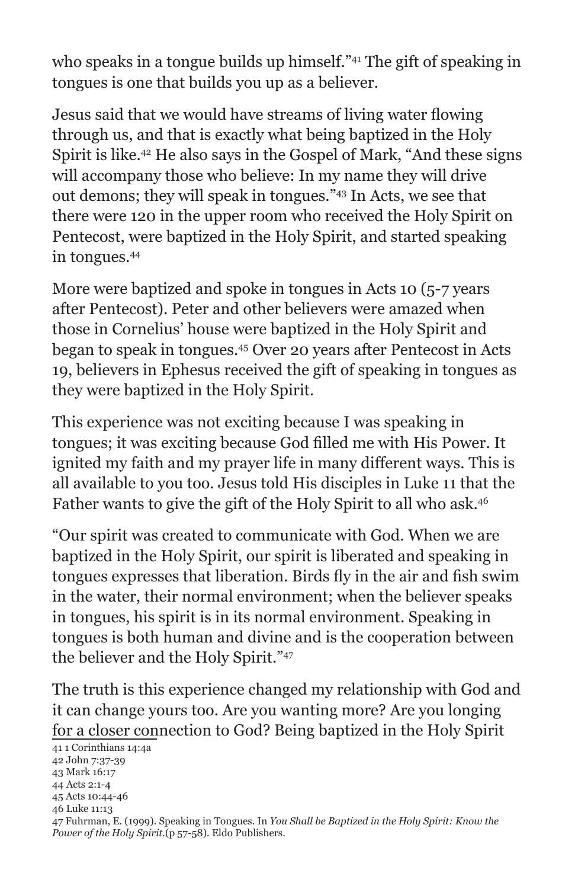who speaks in a tongue builds up himself."[41] The gift of speaking in tongues is one that builds you up as a believer.

Jesus said that we would have streams of living water flowing through us, and that is exactly what being baptized in the Holy Spirit is like.[42] He also says in the Gospel of Mark, "And these signs will accompany those who believe: In my name they will drive out demons; they will speak in tongues."[43] In Acts, we see that there were 120 in the upper room who received the Holy Spirit on Pentecost, were baptized in the Holy Spirit, and started speaking in tongues.[44]

More were baptized and spoke in tongues in Acts 10 (5-7 years after Pentecost). Peter and other believers were amazed when those in Cornelius' house were baptized in the Holy Spirit and began to speak in tongues.[45] Over 20 years after Pentecost in Acts 19, believers in Ephesus received the gift of speaking in tongues as they were baptized in the Holy Spirit.

This experience was not exciting because I was speaking in tongues; it was exciting because God filled me with His Power. It ignited my faith and my prayer life in many different ways. This is all available to you too. Jesus told His disciples in Luke 11 that the Father wants to give the gift of the Holy Spirit to all who ask.[46]

"Our spirit was created to communicate with God. When we are baptized in the Holy Spirit, our spirit is liberated and speaking in tongues expresses that liberation. Birds fly in the air and fish swim in the water, their normal environment; when the believer speaks in tongues, his spirit is in its normal environment. Speaking in tongues is both human and divine and is the cooperation between the believer and the Holy Spirit."[47]

The truth is this experience changed my relationship with God and it can change yours too. Are you wanting more? Are you longing for a closer connection to God? Being baptized in the Holy Spirit

---

41 1 Corinthians 14:4a
42 John 7:37-39
43 Mark 16:17
44 Acts 2:1-4
45 Acts 10:44-46
46 Luke 11:13
47 Fuhrman, E. (1999). Speaking in Tongues. In *You Shall be Baptized in the Holy Spirit: Know the Power of the Holy Spirit*.(p 57-58). Eldo Publishers.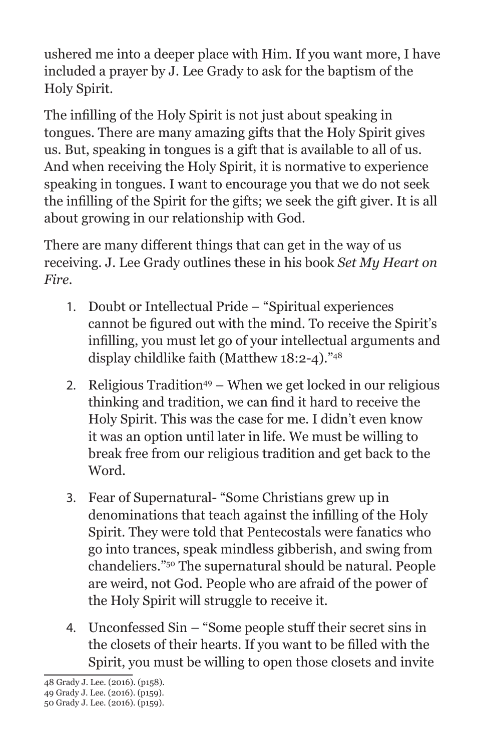ushered me into a deeper place with Him. If you want more, I have included a prayer by J. Lee Grady to ask for the baptism of the Holy Spirit.

The infilling of the Holy Spirit is not just about speaking in tongues. There are many amazing gifts that the Holy Spirit gives us. But, speaking in tongues is a gift that is available to all of us. And when receiving the Holy Spirit, it is normative to experience speaking in tongues. I want to encourage you that we do not seek the infilling of the Spirit for the gifts; we seek the gift giver. It is all about growing in our relationship with God.

There are many different things that can get in the way of us receiving. J. Lee Grady outlines these in his book *Set My Heart on Fire*.

1. Doubt or Intellectual Pride – "Spiritual experiences cannot be figured out with the mind. To receive the Spirit's infilling, you must let go of your intellectual arguments and display childlike faith (Matthew 18:2-4)."[48]

2. Religious Tradition[49] – When we get locked in our religious thinking and tradition, we can find it hard to receive the Holy Spirit. This was the case for me. I didn't even know it was an option until later in life. We must be willing to break free from our religious tradition and get back to the Word.

3. Fear of Supernatural- "Some Christians grew up in denominations that teach against the infilling of the Holy Spirit. They were told that Pentecostals were fanatics who go into trances, speak mindless gibberish, and swing from chandeliers."[50] The supernatural should be natural. People are weird, not God. People who are afraid of the power of the Holy Spirit will struggle to receive it.

4. Unconfessed Sin – "Some people stuff their secret sins in the closets of their hearts. If you want to be filled with the Spirit, you must be willing to open those closets and invite

48 Grady J. Lee. (2016). (p158).
49 Grady J. Lee. (2016). (p159).
50 Grady J. Lee. (2016). (p159).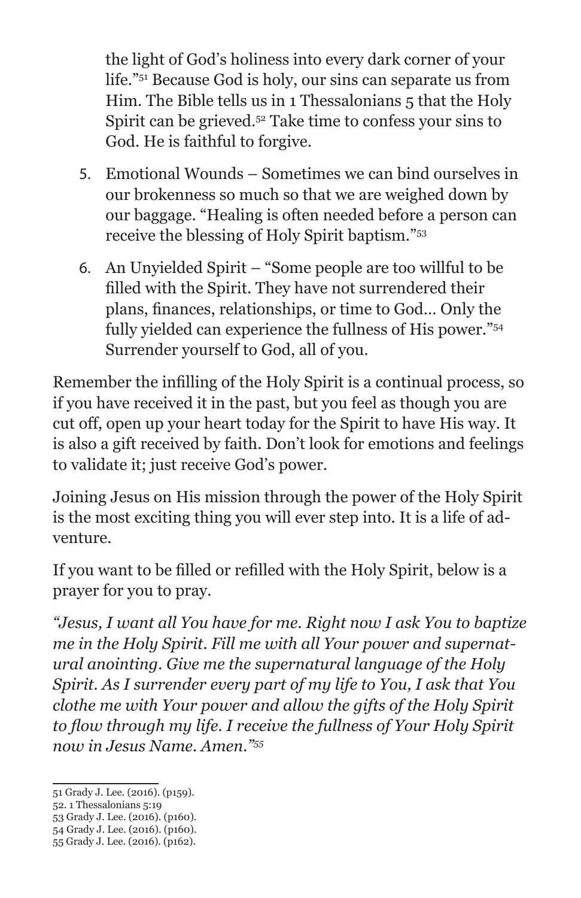the light of God's holiness into every dark corner of your life."[51] Because God is holy, our sins can separate us from Him. The Bible tells us in 1 Thessalonians 5 that the Holy Spirit can be grieved.[52] Take time to confess your sins to God. He is faithful to forgive.

5. Emotional Wounds – Sometimes we can bind ourselves in our brokenness so much so that we are weighed down by our baggage. "Healing is often needed before a person can receive the blessing of Holy Spirit baptism."[53]
6. An Unyielded Spirit – "Some people are too willful to be filled with the Spirit. They have not surrendered their plans, finances, relationships, or time to God… Only the fully yielded can experience the fullness of His power."[54] Surrender yourself to God, all of you.

Remember the infilling of the Holy Spirit is a continual process, so if you have received it in the past, but you feel as though you are cut off, open up your heart today for the Spirit to have His way. It is also a gift received by faith. Don't look for emotions and feelings to validate it; just receive God's power.

Joining Jesus on His mission through the power of the Holy Spirit is the most exciting thing you will ever step into. It is a life of adventure.

If you want to be filled or refilled with the Holy Spirit, below is a prayer for you to pray.

*"Jesus, I want all You have for me. Right now I ask You to baptize me in the Holy Spirit. Fill me with all Your power and supernatural anointing. Give me the supernatural language of the Holy Spirit. As I surrender every part of my life to You, I ask that You clothe me with Your power and allow the gifts of the Holy Spirit to flow through my life. I receive the fullness of Your Holy Spirit now in Jesus Name. Amen."[55]*

---

51 Grady J. Lee. (2016). (p159).
52. 1 Thessalonians 5:19
53 Grady J. Lee. (2016). (p160).
54 Grady J. Lee. (2016). (p160).
55 Grady J. Lee. (2016). (p162).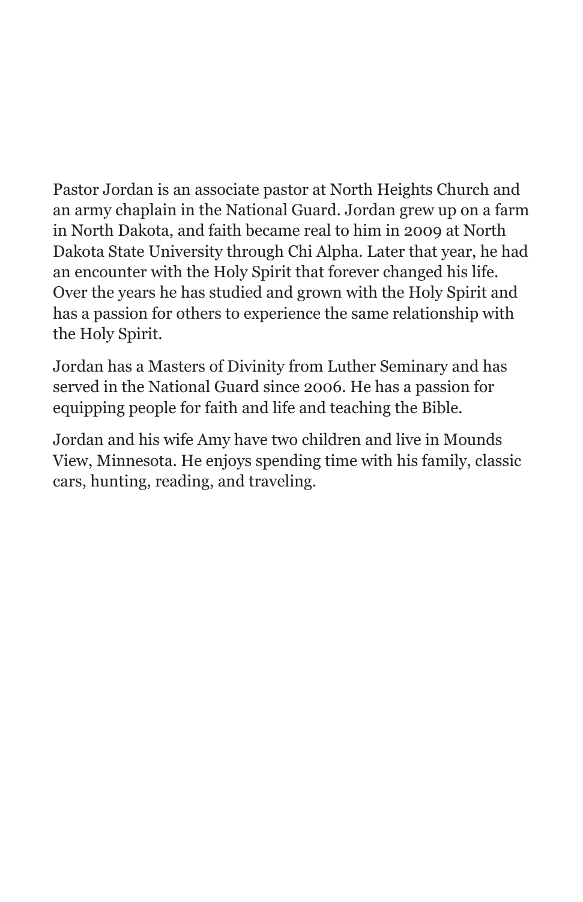Pastor Jordan is an associate pastor at North Heights Church and an army chaplain in the National Guard. Jordan grew up on a farm in North Dakota, and faith became real to him in 2009 at North Dakota State University through Chi Alpha. Later that year, he had an encounter with the Holy Spirit that forever changed his life. Over the years he has studied and grown with the Holy Spirit and has a passion for others to experience the same relationship with the Holy Spirit.

Jordan has a Masters of Divinity from Luther Seminary and has served in the National Guard since 2006. He has a passion for equipping people for faith and life and teaching the Bible.

Jordan and his wife Amy have two children and live in Mounds View, Minnesota. He enjoys spending time with his family, classic cars, hunting, reading, and traveling.